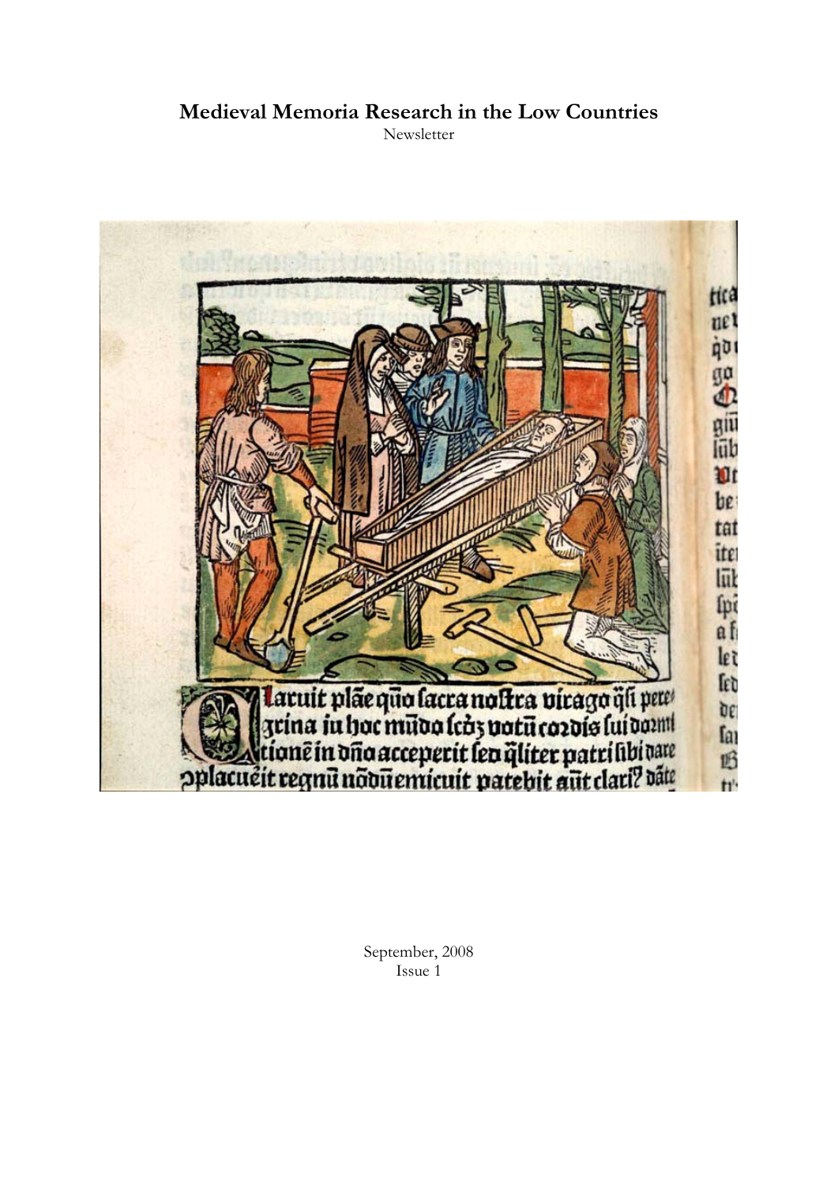# Medieval Memoria Research in the Low Countries

Newsletter

September, 2008

Issue 1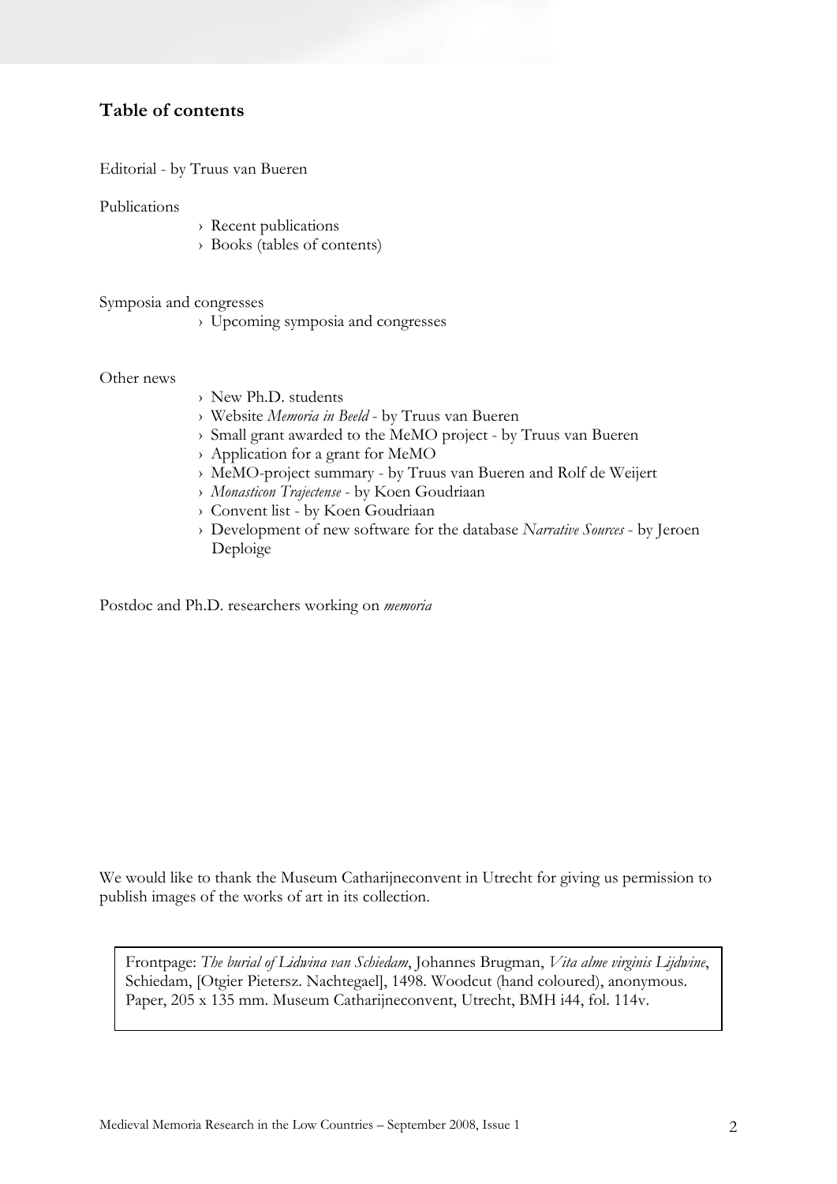## Table of contents

Editorial - by Truus van Bueren

Publications

- Recent publications
- Books (tables of contents)

Symposia and congresses

- Upcoming symposia and congresses

Other news

- New Ph.D. students
- Website *Memoria in Beeld* - by Truus van Bueren
- Small grant awarded to the MeMO project - by Truus van Bueren
- Application for a grant for MeMO
- MeMO-project summary - by Truus van Bueren and Rolf de Weijert
- *Monasticon Trajectense* - by Koen Goudriaan
- Convent list - by Koen Goudriaan
- Development of new software for the database *Narrative Sources* - by Jeroen Deploige

Postdoc and Ph.D. researchers working on *memoria*

We would like to thank the Museum Catharijneconvent in Utrecht for giving us permission to publish images of the works of art in its collection.

Frontpage: *The burial of Lidwina van Schiedam*, Johannes Brugman, *Vita alme virginis Lijdwine*, Schiedam, [Otgier Pietersz. Nachtegael], 1498. Woodcut (hand coloured), anonymous. Paper, 205 x 135 mm. Museum Catharijneconvent, Utrecht, BMH i44, fol. 114v.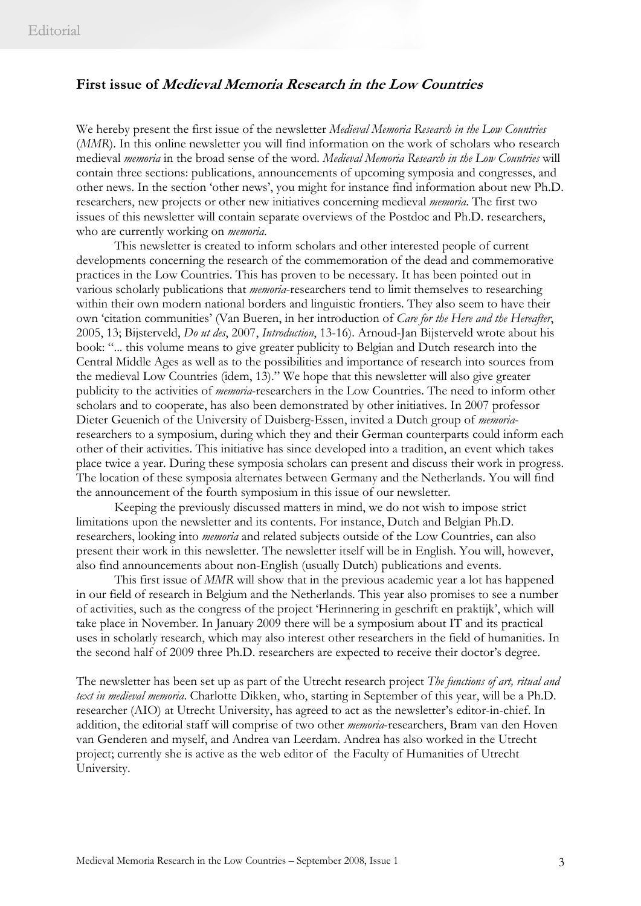## First issue of *Medieval Memoria Research in the Low Countries*

We hereby present the first issue of the newsletter *Medieval Memoria Research in the Low Countries* (*MMR*). In this online newsletter you will find information on the work of scholars who research medieval *memoria* in the broad sense of the word. *Medieval Memoria Research in the Low Countries* will contain three sections: publications, announcements of upcoming symposia and congresses, and other news. In the section 'other news', you might for instance find information about new Ph.D. researchers, new projects or other new initiatives concerning medieval *memoria*. The first two issues of this newsletter will contain separate overviews of the Postdoc and Ph.D. researchers, who are currently working on *memoria*.

This newsletter is created to inform scholars and other interested people of current developments concerning the research of the commemoration of the dead and commemorative practices in the Low Countries. This has proven to be necessary. It has been pointed out in various scholarly publications that *memoria*-researchers tend to limit themselves to researching within their own modern national borders and linguistic frontiers. They also seem to have their own 'citation communities' (Van Bueren, in her introduction of *Care for the Here and the Hereafter*, 2005, 13; Bijsterveld, *Do ut des*, 2007, *Introduction*, 13-16). Arnoud-Jan Bijsterveld wrote about his book: "... this volume means to give greater publicity to Belgian and Dutch research into the Central Middle Ages as well as to the possibilities and importance of research into sources from the medieval Low Countries (idem, 13)." We hope that this newsletter will also give greater publicity to the activities of *memoria*-researchers in the Low Countries. The need to inform other scholars and to cooperate, has also been demonstrated by other initiatives. In 2007 professor Dieter Geuenich of the University of Duisberg-Essen, invited a Dutch group of *memoria*-researchers to a symposium, during which they and their German counterparts could inform each other of their activities. This initiative has since developed into a tradition, an event which takes place twice a year. During these symposia scholars can present and discuss their work in progress. The location of these symposia alternates between Germany and the Netherlands. You will find the announcement of the fourth symposium in this issue of our newsletter.

Keeping the previously discussed matters in mind, we do not wish to impose strict limitations upon the newsletter and its contents. For instance, Dutch and Belgian Ph.D. researchers, looking into *memoria* and related subjects outside of the Low Countries, can also present their work in this newsletter. The newsletter itself will be in English. You will, however, also find announcements about non-English (usually Dutch) publications and events.

This first issue of *MMR* will show that in the previous academic year a lot has happened in our field of research in Belgium and the Netherlands. This year also promises to see a number of activities, such as the congress of the project 'Herinnering in geschrift en praktijk', which will take place in November. In January 2009 there will be a symposium about IT and its practical uses in scholarly research, which may also interest other researchers in the field of humanities. In the second half of 2009 three Ph.D. researchers are expected to receive their doctor's degree.

The newsletter has been set up as part of the Utrecht research project *The functions of art, ritual and text in medieval memoria*. Charlotte Dikken, who, starting in September of this year, will be a Ph.D. researcher (AIO) at Utrecht University, has agreed to act as the newsletter's editor-in-chief. In addition, the editorial staff will comprise of two other *memoria*-researchers, Bram van den Hoven van Genderen and myself, and Andrea van Leerdam. Andrea has also worked in the Utrecht project; currently she is active as the web editor of the Faculty of Humanities of Utrecht University.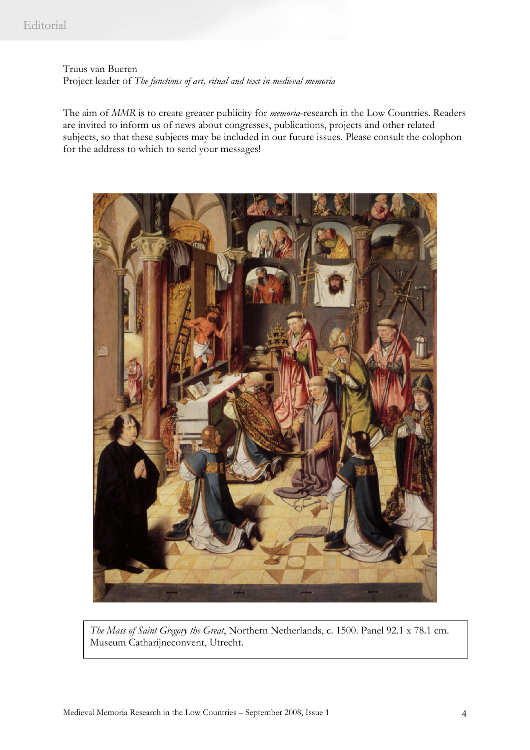Truus van Bueren
Project leader of *The functions of art, ritual and text in medieval memoria*

The aim of *MMR* is to create greater publicity for *memoria*-research in the Low Countries. Readers are invited to inform us of news about congresses, publications, projects and other related subjects, so that these subjects may be included in our future issues. Please consult the colophon for the address to which to send your messages!

*The Mass of Saint Gregory the Great*, Northern Netherlands, c. 1500. Panel 92.1 x 78.1 cm. Museum Catharijneconvent, Utrecht.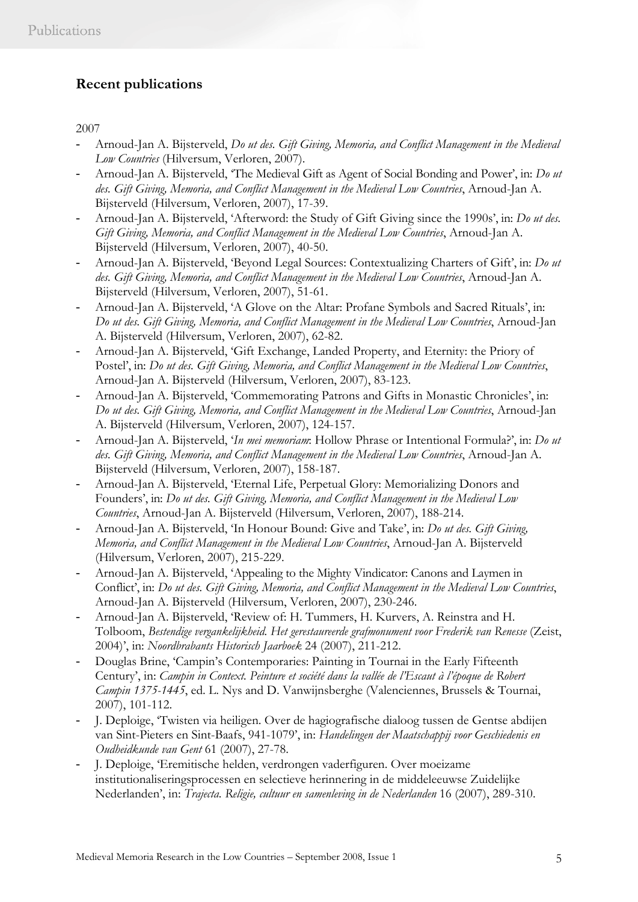## Recent publications

2007

- Arnoud-Jan A. Bijsterveld, *Do ut des. Gift Giving, Memoria, and Conflict Management in the Medieval Low Countries* (Hilversum, Verloren, 2007).
- Arnoud-Jan A. Bijsterveld, 'The Medieval Gift as Agent of Social Bonding and Power', in: *Do ut des. Gift Giving, Memoria, and Conflict Management in the Medieval Low Countries*, Arnoud-Jan A. Bijsterveld (Hilversum, Verloren, 2007), 17-39.
- Arnoud-Jan A. Bijsterveld, 'Afterword: the Study of Gift Giving since the 1990s', in: *Do ut des. Gift Giving, Memoria, and Conflict Management in the Medieval Low Countries*, Arnoud-Jan A. Bijsterveld (Hilversum, Verloren, 2007), 40-50.
- Arnoud-Jan A. Bijsterveld, 'Beyond Legal Sources: Contextualizing Charters of Gift', in: *Do ut des. Gift Giving, Memoria, and Conflict Management in the Medieval Low Countries*, Arnoud-Jan A. Bijsterveld (Hilversum, Verloren, 2007), 51-61.
- Arnoud-Jan A. Bijsterveld, 'A Glove on the Altar: Profane Symbols and Sacred Rituals', in: *Do ut des. Gift Giving, Memoria, and Conflict Management in the Medieval Low Countries*, Arnoud-Jan A. Bijsterveld (Hilversum, Verloren, 2007), 62-82.
- Arnoud-Jan A. Bijsterveld, 'Gift Exchange, Landed Property, and Eternity: the Priory of Postel', in: *Do ut des. Gift Giving, Memoria, and Conflict Management in the Medieval Low Countries*, Arnoud-Jan A. Bijsterveld (Hilversum, Verloren, 2007), 83-123.
- Arnoud-Jan A. Bijsterveld, 'Commemorating Patrons and Gifts in Monastic Chronicles', in: *Do ut des. Gift Giving, Memoria, and Conflict Management in the Medieval Low Countries*, Arnoud-Jan A. Bijsterveld (Hilversum, Verloren, 2007), 124-157.
- Arnoud-Jan A. Bijsterveld, '*In mei memoriam*: Hollow Phrase or Intentional Formula?', in: *Do ut des. Gift Giving, Memoria, and Conflict Management in the Medieval Low Countries*, Arnoud-Jan A. Bijsterveld (Hilversum, Verloren, 2007), 158-187.
- Arnoud-Jan A. Bijsterveld, 'Eternal Life, Perpetual Glory: Memorializing Donors and Founders', in: *Do ut des. Gift Giving, Memoria, and Conflict Management in the Medieval Low Countries*, Arnoud-Jan A. Bijsterveld (Hilversum, Verloren, 2007), 188-214.
- Arnoud-Jan A. Bijsterveld, 'In Honour Bound: Give and Take', in: *Do ut des. Gift Giving, Memoria, and Conflict Management in the Medieval Low Countries*, Arnoud-Jan A. Bijsterveld (Hilversum, Verloren, 2007), 215-229.
- Arnoud-Jan A. Bijsterveld, 'Appealing to the Mighty Vindicator: Canons and Laymen in Conflict', in: *Do ut des. Gift Giving, Memoria, and Conflict Management in the Medieval Low Countries*, Arnoud-Jan A. Bijsterveld (Hilversum, Verloren, 2007), 230-246.
- Arnoud-Jan A. Bijsterveld, 'Review of: H. Tummers, H. Kurvers, A. Reinstra and H. Tolboom, *Bestendige vergankelijkheid. Het gerestaureerde grafmonument voor Frederik van Renesse* (Zeist, 2004)', in: *Noordbrabants Historisch Jaarboek* 24 (2007), 211-212.
- Douglas Brine, 'Campin's Contemporaries: Painting in Tournai in the Early Fifteenth Century', in: *Campin in Context. Peinture et société dans la vallée de l'Escaut à l'époque de Robert Campin 1375-1445*, ed. L. Nys and D. Vanwijnsberghe (Valenciennes, Brussels & Tournai, 2007), 101-112.
- J. Deploige, 'Twisten via heiligen. Over de hagiografische dialoog tussen de Gentse abdijen van Sint-Pieters en Sint-Baafs, 941-1079', in: *Handelingen der Maatschappij voor Geschiedenis en Oudheidkunde van Gent* 61 (2007), 27-78.
- J. Deploige, 'Eremitische helden, verdrongen vaderfiguren. Over moeizame institutionaliseringsprocessen en selectieve herinnering in de middeleeuwse Zuidelijke Nederlanden', in: *Trajecta. Religie, cultuur en samenleving in de Nederlanden* 16 (2007), 289-310.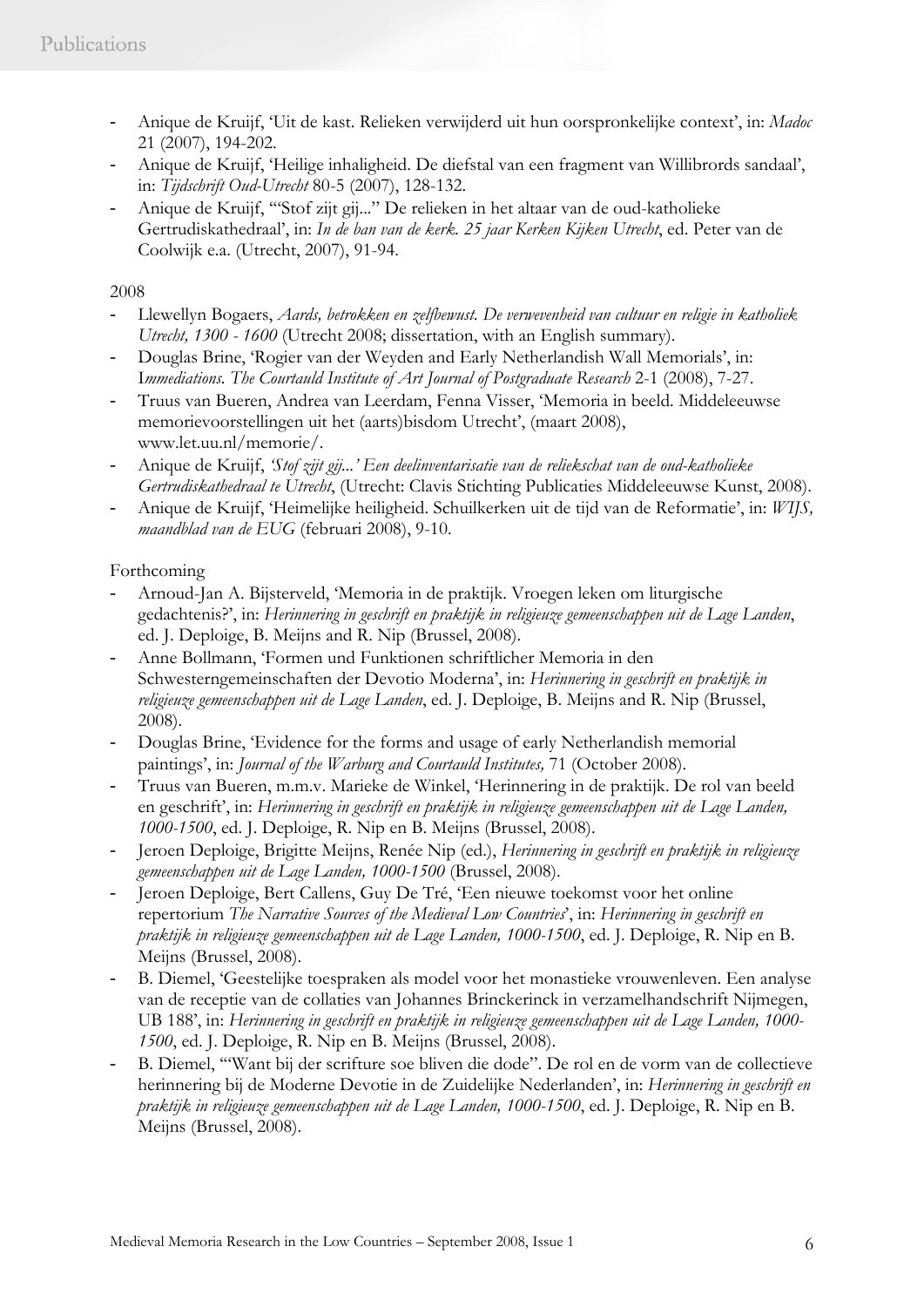- Anique de Kruijf, 'Uit de kast. Relieken verwijderd uit hun oorspronkelijke context', in: *Madoc* 21 (2007), 194-202.
- Anique de Kruijf, 'Heilige inhaligheid. De diefstal van een fragment van Willibrords sandaal', in: *Tijdschrift Oud-Utrecht* 80-5 (2007), 128-132.
- Anique de Kruijf, '"Stof zijt gij..." De relieken in het altaar van de oud-katholieke Gertrudiskathedraal', in: *In de ban van de kerk. 25 jaar Kerken Kijken Utrecht*, ed. Peter van de Coolwijk e.a. (Utrecht, 2007), 91-94.

2008

- Llewellyn Bogaers, *Aards, betrokken en zelfbewust. De verwevenheid van cultuur en religie in katholiek Utrecht, 1300 - 1600* (Utrecht 2008; dissertation, with an English summary).
- Douglas Brine, 'Rogier van der Weyden and Early Netherlandish Wall Memorials', in: I*mmediations. The Courtauld Institute of Art Journal of Postgraduate Research* 2-1 (2008), 7-27.
- Truus van Bueren, Andrea van Leerdam, Fenna Visser, 'Memoria in beeld. Middeleeuwse memorievoorstellingen uit het (aarts)bisdom Utrecht', (maart 2008), www.let.uu.nl/memorie/.
- Anique de Kruijf, *'Stof zijt gij...' Een deelinventarisatie van de reliekschat van de oud-katholieke Gertrudiskathedraal te Utrecht*, (Utrecht: Clavis Stichting Publicaties Middeleeuwse Kunst, 2008).
- Anique de Kruijf, 'Heimelijke heiligheid. Schuilkerken uit de tijd van de Reformatie', in: *WIJS, maandblad van de EUG* (februari 2008), 9-10.

Forthcoming

- Arnoud-Jan A. Bijsterveld, 'Memoria in de praktijk. Vroegen leken om liturgische gedachtenis?', in: *Herinnering in geschrift en praktijk in religieuze gemeenschappen uit de Lage Landen*, ed. J. Deploige, B. Meijns and R. Nip (Brussel, 2008).
- Anne Bollmann, 'Formen und Funktionen schriftlicher Memoria in den Schwesterngemeinschaften der Devotio Moderna', in: *Herinnering in geschrift en praktijk in religieuze gemeenschappen uit de Lage Landen*, ed. J. Deploige, B. Meijns and R. Nip (Brussel, 2008).
- Douglas Brine, 'Evidence for the forms and usage of early Netherlandish memorial paintings', in: *Journal of the Warburg and Courtauld Institutes,* 71 (October 2008).
- Truus van Bueren, m.m.v. Marieke de Winkel, 'Herinnering in de praktijk. De rol van beeld en geschrift', in: *Herinnering in geschrift en praktijk in religieuze gemeenschappen uit de Lage Landen, 1000-1500*, ed. J. Deploige, R. Nip en B. Meijns (Brussel, 2008).
- Jeroen Deploige, Brigitte Meijns, Renée Nip (ed.), *Herinnering in geschrift en praktijk in religieuze gemeenschappen uit de Lage Landen, 1000-1500* (Brussel, 2008).
- Jeroen Deploige, Bert Callens, Guy De Tré, 'Een nieuwe toekomst voor het online repertorium *The Narrative Sources of the Medieval Low Countries*', in: *Herinnering in geschrift en praktijk in religieuze gemeenschappen uit de Lage Landen, 1000-1500*, ed. J. Deploige, R. Nip en B. Meijns (Brussel, 2008).
- B. Diemel, 'Geestelijke toespraken als model voor het monastieke vrouwenleven. Een analyse van de receptie van de collaties van Johannes Brinckerinck in verzamelhandschrift Nijmegen, UB 188', in: *Herinnering in geschrift en praktijk in religieuze gemeenschappen uit de Lage Landen, 1000-1500*, ed. J. Deploige, R. Nip en B. Meijns (Brussel, 2008).
- B. Diemel, '"Want bij der scrifture soe bliven die dode". De rol en de vorm van de collectieve herinnering bij de Moderne Devotie in de Zuidelijke Nederlanden', in: *Herinnering in geschrift en praktijk in religieuze gemeenschappen uit de Lage Landen, 1000-1500*, ed. J. Deploige, R. Nip en B. Meijns (Brussel, 2008).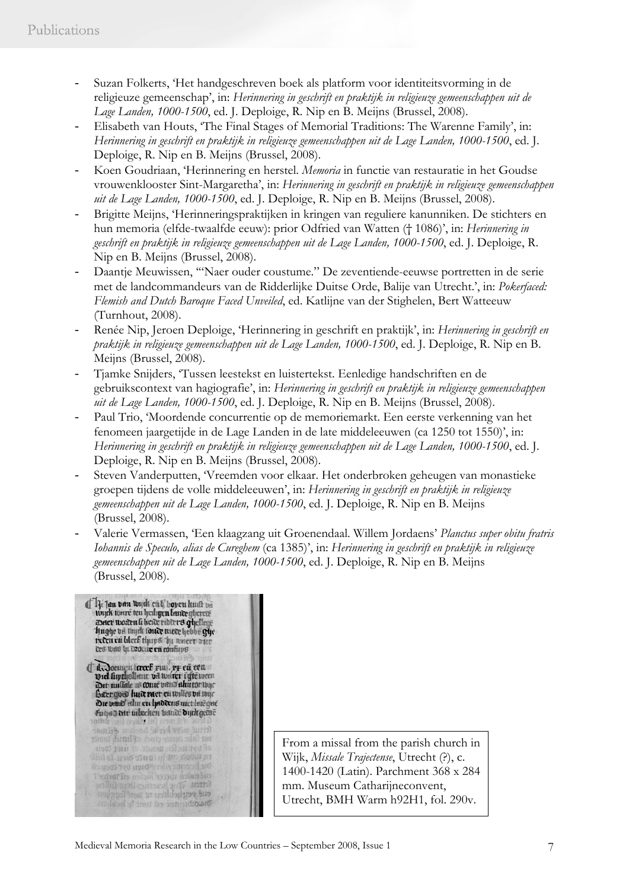- Suzan Folkerts, 'Het handgeschreven boek als platform voor identiteitsvorming in de religieuze gemeenschap', in: *Herinnering in geschrift en praktijk in religieuze gemeenschappen uit de Lage Landen, 1000-1500*, ed. J. Deploige, R. Nip en B. Meijns (Brussel, 2008).
- Elisabeth van Houts, 'The Final Stages of Memorial Traditions: The Warenne Family', in: *Herinnering in geschrift en praktijk in religieuze gemeenschappen uit de Lage Landen, 1000-1500*, ed. J. Deploige, R. Nip en B. Meijns (Brussel, 2008).
- Koen Goudriaan, 'Herinnering en herstel. *Memoria* in functie van restauratie in het Goudse vrouwenklooster Sint-Margaretha', in: *Herinnering in geschrift en praktijk in religieuze gemeenschappen uit de Lage Landen, 1000-1500*, ed. J. Deploige, R. Nip en B. Meijns (Brussel, 2008).
- Brigitte Meijns, 'Herinneringspraktijken in kringen van reguliere kanunniken. De stichters en hun memoria (elfde-twaalfde eeuw): prior Odfried van Watten († 1086)', in: *Herinnering in geschrift en praktijk in religieuze gemeenschappen uit de Lage Landen, 1000-1500*, ed. J. Deploige, R. Nip en B. Meijns (Brussel, 2008).
- Daantje Meuwissen, '"Naer ouder coustume." De zeventiende-eeuwse portretten in de serie met de landcommandeurs van de Ridderlijke Duitse Orde, Balije van Utrecht.', in: *Pokerfaced: Flemish and Dutch Baroque Faced Unveiled*, ed. Katlijne van der Stighelen, Bert Watteeuw (Turnhout, 2008).
- Renée Nip, Jeroen Deploige, 'Herinnering in geschrift en praktijk', in: *Herinnering in geschrift en praktijk in religieuze gemeenschappen uit de Lage Landen, 1000-1500*, ed. J. Deploige, R. Nip en B. Meijns (Brussel, 2008).
- Tjamke Snijders, 'Tussen leestekst en luistertekst. Eenledige handschriften en de gebruikscontext van hagiografie', in: *Herinnering in geschrift en praktijk in religieuze gemeenschappen uit de Lage Landen, 1000-1500*, ed. J. Deploige, R. Nip en B. Meijns (Brussel, 2008).
- Paul Trio, 'Moordende concurrentie op de memoriemarkt. Een eerste verkenning van het fenomeen jaargetijde in de Lage Landen in de late middeleeuwen (ca 1250 tot 1550)', in: *Herinnering in geschrift en praktijk in religieuze gemeenschappen uit de Lage Landen, 1000-1500*, ed. J. Deploige, R. Nip en B. Meijns (Brussel, 2008).
- Steven Vanderputten, 'Vreemden voor elkaar. Het onderbroken geheugen van monastieke groepen tijdens de volle middeleeuwen', in: *Herinnering in geschrift en praktijk in religieuze gemeenschappen uit de Lage Landen, 1000-1500*, ed. J. Deploige, R. Nip en B. Meijns (Brussel, 2008).
- Valerie Vermassen, 'Een klaagzang uit Groenendaal. Willem Jordaens' *Planctus super obitu fratris Iohannis de Speculo, alias de Cureghem* (ca 1385)', in: *Herinnering in geschrift en praktijk in religieuze gemeenschappen uit de Lage Landen, 1000-1500*, ed. J. Deploige, R. Nip en B. Meijns (Brussel, 2008).

From a missal from the parish church in Wijk, *Missale Trajectense*, Utrecht (?), c. 1400-1420 (Latin). Parchment 368 x 284 mm. Museum Catharijneconvent, Utrecht, BMH Warm h92H1, fol. 290v.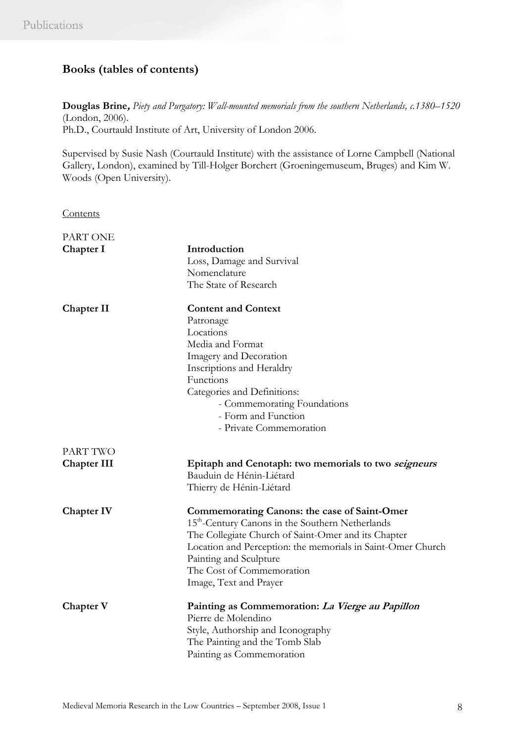## Books (tables of contents)

**Douglas Brine**, *Piety and Purgatory: Wall-mounted memorials from the southern Netherlands, c.1380–1520* (London, 2006).
Ph.D., Courtauld Institute of Art, University of London 2006.

Supervised by Susie Nash (Courtauld Institute) with the assistance of Lorne Campbell (National Gallery, London), examined by Till-Holger Borchert (Groeningemuseum, Bruges) and Kim W. Woods (Open University).

Contents

PART ONE

**Chapter I** — **Introduction**
- Loss, Damage and Survival
- Nomenclature
- The State of Research

**Chapter II** — **Content and Context**
- Patronage
- Locations
- Media and Format
- Imagery and Decoration
- Inscriptions and Heraldry
- Functions
- Categories and Definitions:
  - Commemorating Foundations
  - Form and Function
  - Private Commemoration

PART TWO

**Chapter III** — **Epitaph and Cenotaph: two memorials to two *seigneurs***
- Bauduin de Hénin-Liétard
- Thierry de Hénin-Liétard

**Chapter IV** — **Commemorating Canons: the case of Saint-Omer**
- 15th-Century Canons in the Southern Netherlands
- The Collegiate Church of Saint-Omer and its Chapter
- Location and Perception: the memorials in Saint-Omer Church
- Painting and Sculpture
- The Cost of Commemoration
- Image, Text and Prayer

**Chapter V** — **Painting as Commemoration: *La Vierge au Papillon***
- Pierre de Molendino
- Style, Authorship and Iconography
- The Painting and the Tomb Slab
- Painting as Commemoration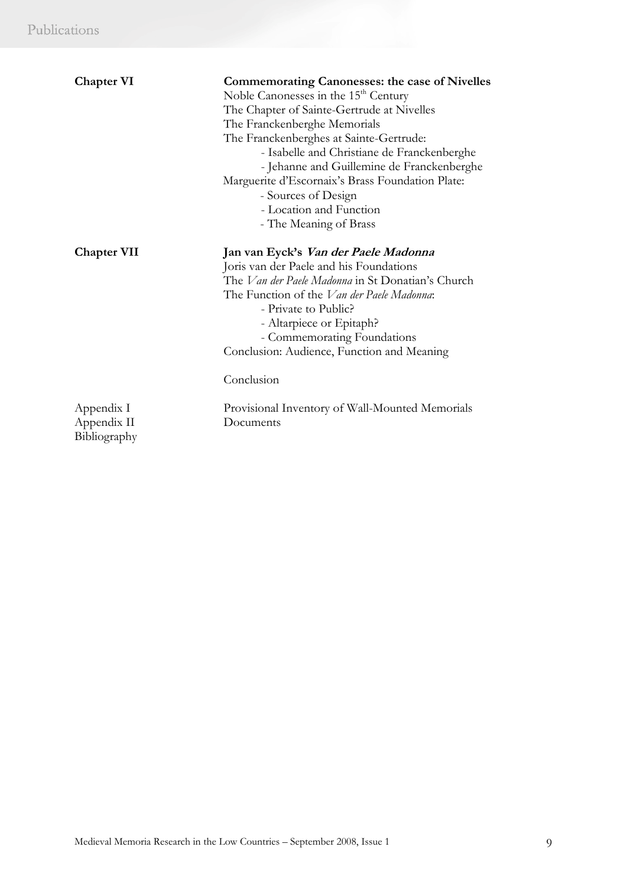**Chapter VI** — **Commemorating Canonesses: the case of Nivelles**

Noble Canonesses in the 15th Century
The Chapter of Sainte-Gertrude at Nivelles
The Franckenberghe Memorials
The Franckenberghes at Sainte-Gertrude:

- Isabelle and Christiane de Franckenberghe
- Jehanne and Guillemine de Franckenberghe

Marguerite d'Escornaix's Brass Foundation Plate:

- Sources of Design
- Location and Function
- The Meaning of Brass

**Chapter VII** — **Jan van Eyck's *Van der Paele Madonna***

Joris van der Paele and his Foundations
The *Van der Paele Madonna* in St Donatian's Church
The Function of the *Van der Paele Madonna*:

- Private to Public?
- Altarpiece or Epitaph?
- Commemorating Foundations

Conclusion: Audience, Function and Meaning

Conclusion

Appendix I — Provisional Inventory of Wall-Mounted Memorials
Appendix II — Documents
Bibliography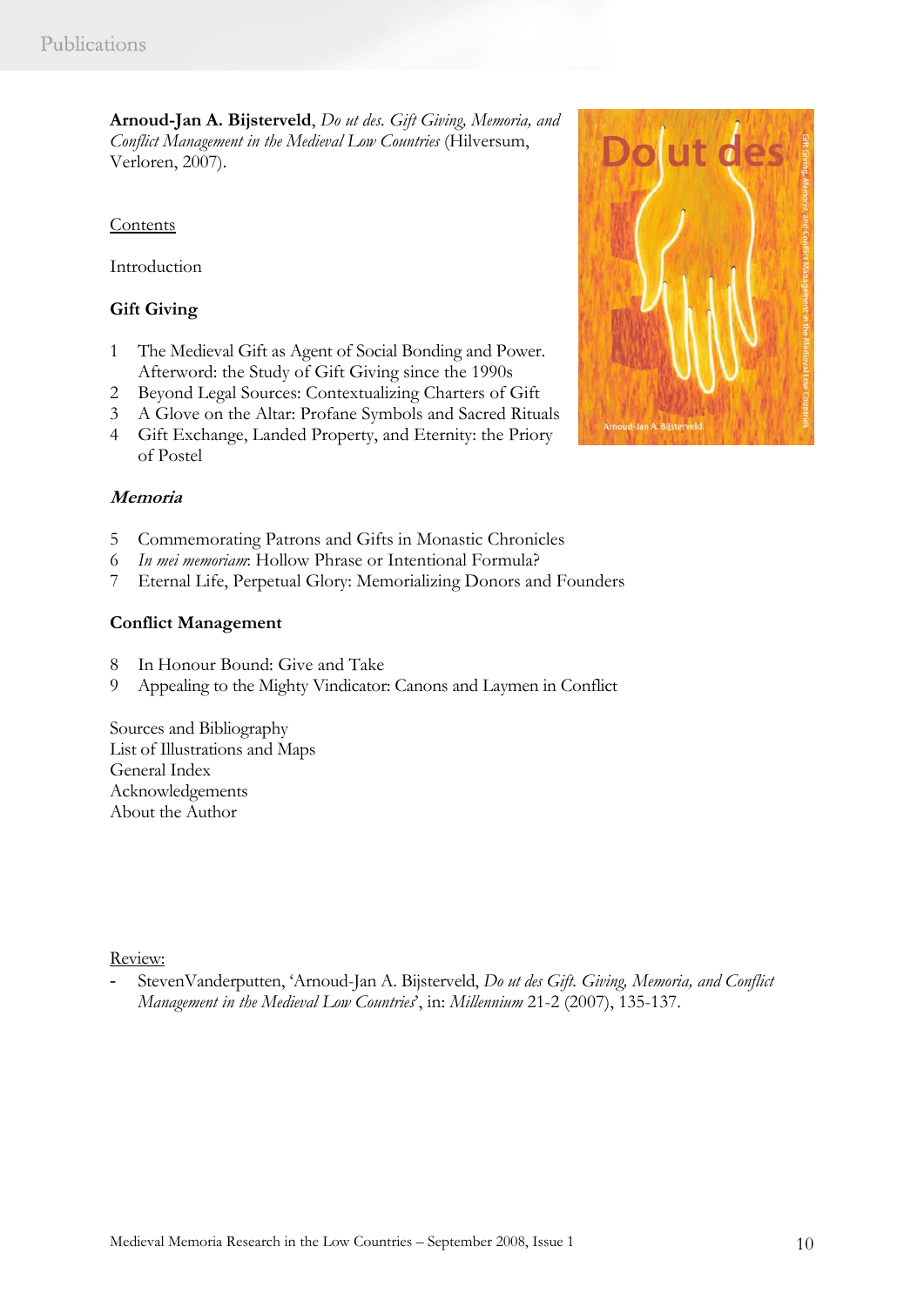**Arnoud-Jan A. Bijsterveld**, *Do ut des. Gift Giving, Memoria, and Conflict Management in the Medieval Low Countries* (Hilversum, Verloren, 2007).

Contents

Introduction

**Gift Giving**

1. The Medieval Gift as Agent of Social Bonding and Power. Afterword: the Study of Gift Giving since the 1990s
2. Beyond Legal Sources: Contextualizing Charters of Gift
3. A Glove on the Altar: Profane Symbols and Sacred Rituals
4. Gift Exchange, Landed Property, and Eternity: the Priory of Postel

***Memoria***

5. Commemorating Patrons and Gifts in Monastic Chronicles
6. *In mei memoriam*: Hollow Phrase or Intentional Formula?
7. Eternal Life, Perpetual Glory: Memorializing Donors and Founders

**Conflict Management**

8. In Honour Bound: Give and Take
9. Appealing to the Mighty Vindicator: Canons and Laymen in Conflict

Sources and Bibliography
List of Illustrations and Maps
General Index
Acknowledgements
About the Author

Review:

- StevenVanderputten, 'Arnoud-Jan A. Bijsterveld, *Do ut des Gift. Giving, Memoria, and Conflict Management in the Medieval Low Countries*', in: *Millennium* 21-2 (2007), 135-137.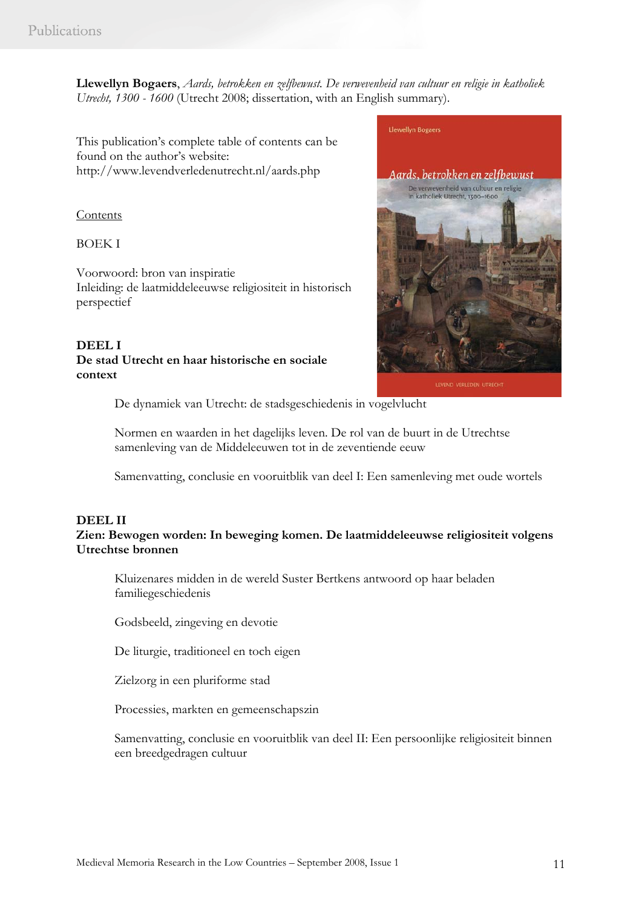**Llewellyn Bogaers**, *Aards, betrokken en zelfbewust. De verwevenheid van cultuur en religie in katholiek Utrecht, 1300 - 1600* (Utrecht 2008; dissertation, with an English summary).

This publication's complete table of contents can be found on the author's website: http://www.levendverledenutrecht.nl/aards.php

Contents

BOEK I

Voorwoord: bron van inspiratie
Inleiding: de laatmiddeleeuwse religiositeit in historisch perspectief

**DEEL I**
**De stad Utrecht en haar historische en sociale context**

De dynamiek van Utrecht: de stadsgeschiedenis in vogelvlucht

Normen en waarden in het dagelijks leven. De rol van de buurt in de Utrechtse samenleving van de Middeleeuwen tot in de zeventiende eeuw

Samenvatting, conclusie en vooruitblik van deel I: Een samenleving met oude wortels

**DEEL II**
**Zien: Bewogen worden: In beweging komen. De laatmiddeleeuwse religiositeit volgens Utrechtse bronnen**

Kluizenares midden in de wereld Suster Bertkens antwoord op haar beladen familiegeschiedenis

Godsbeeld, zingeving en devotie

De liturgie, traditioneel en toch eigen

Zielzorg in een pluriforme stad

Processies, markten en gemeenschapszin

Samenvatting, conclusie en vooruitblik van deel II: Een persoonlijke religiositeit binnen een breedgedragen cultuur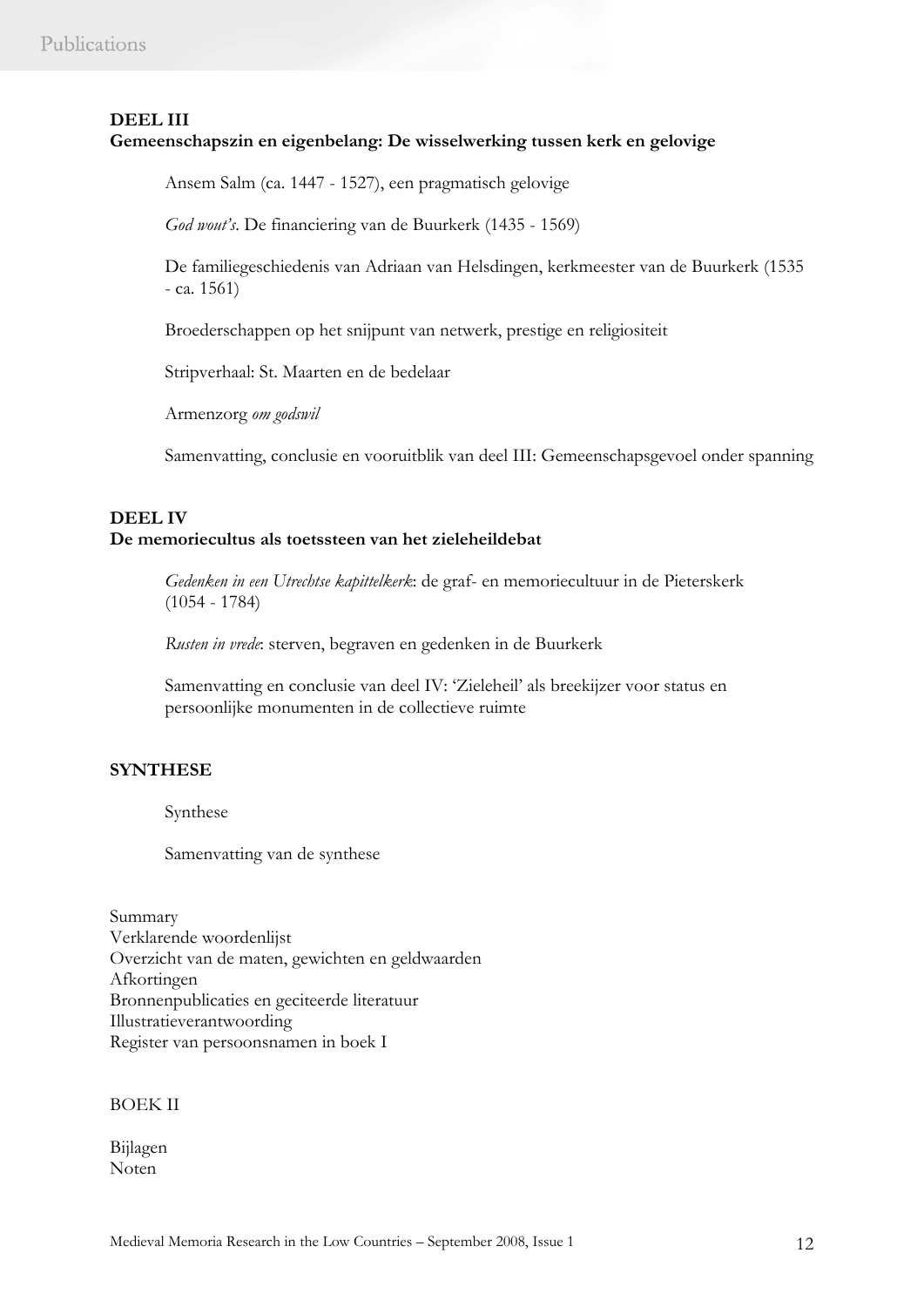**DEEL III**
**Gemeenschapszin en eigenbelang: De wisselwerking tussen kerk en gelovige**

Ansem Salm (ca. 1447 - 1527), een pragmatisch gelovige

*God wout's*. De financiering van de Buurkerk (1435 - 1569)

De familiegeschiedenis van Adriaan van Helsdingen, kerkmeester van de Buurkerk (1535 - ca. 1561)

Broederschappen op het snijpunt van netwerk, prestige en religiositeit

Stripverhaal: St. Maarten en de bedelaar

Armenzorg *om godswil*

Samenvatting, conclusie en vooruitblik van deel III: Gemeenschapsgevoel onder spanning

**DEEL IV**
**De memoriecultus als toetssteen van het zieleheildebat**

*Gedenken in een Utrechtse kapittelkerk*: de graf- en memoriecultuur in de Pieterskerk (1054 - 1784)

*Rusten in vrede*: sterven, begraven en gedenken in de Buurkerk

Samenvatting en conclusie van deel IV: 'Zieleheil' als breekijzer voor status en persoonlijke monumenten in de collectieve ruimte

**SYNTHESE**

Synthese

Samenvatting van de synthese

Summary
Verklarende woordenlijst
Overzicht van de maten, gewichten en geldwaarden
Afkortingen
Bronnenpublicaties en geciteerde literatuur
Illustratieverantwoording
Register van persoonsnamen in boek I

BOEK II

Bijlagen
Noten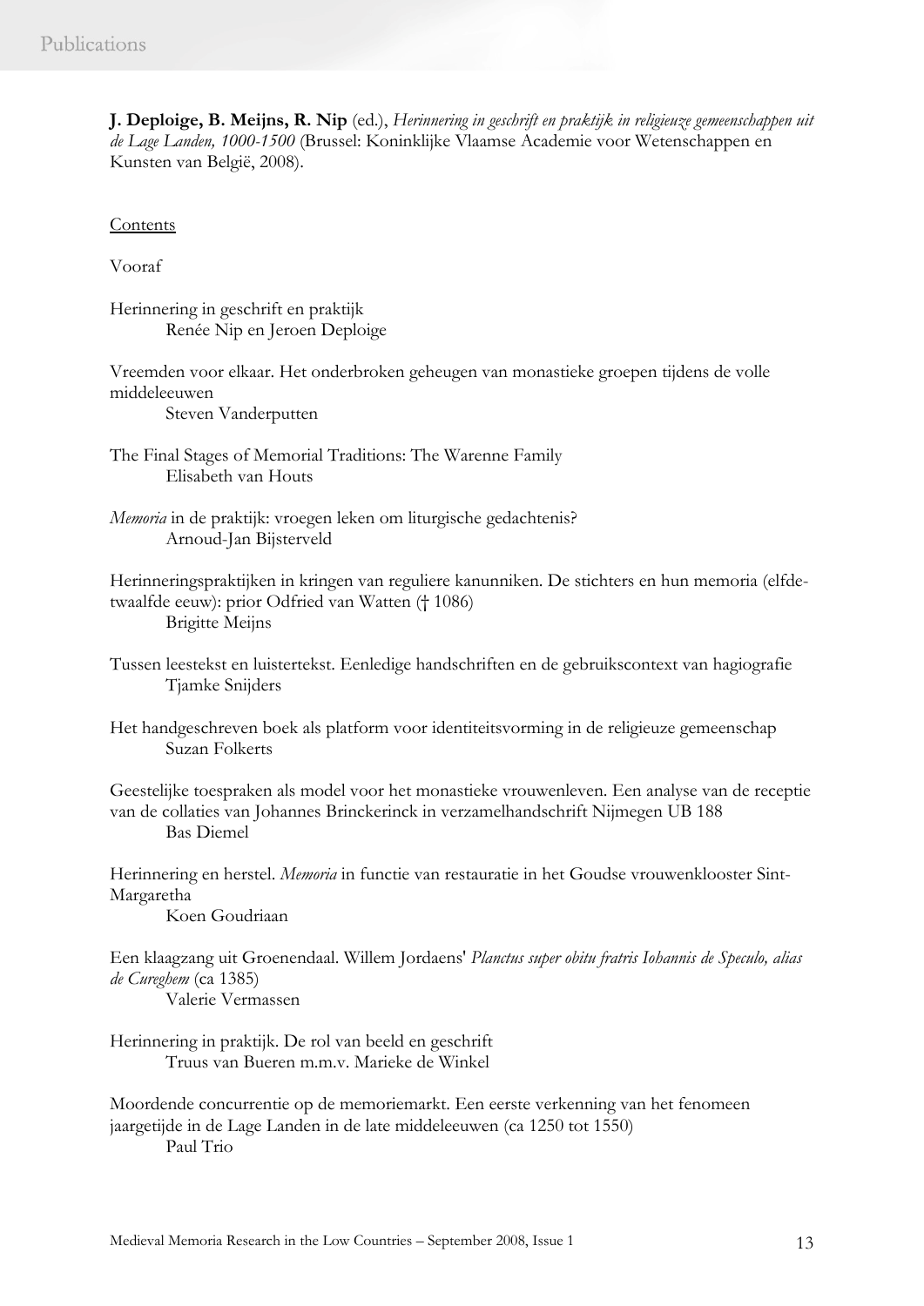**J. Deploige, B. Meijns, R. Nip** (ed.), *Herinnering in geschrift en praktijk in religieuze gemeenschappen uit de Lage Landen, 1000-1500* (Brussel: Koninklijke Vlaamse Academie voor Wetenschappen en Kunsten van België, 2008).

Contents

Vooraf

Herinnering in geschrift en praktijk
Renée Nip en Jeroen Deploige

Vreemden voor elkaar. Het onderbroken geheugen van monastieke groepen tijdens de volle middeleeuwen
Steven Vanderputten

The Final Stages of Memorial Traditions: The Warenne Family
Elisabeth van Houts

*Memoria* in de praktijk: vroegen leken om liturgische gedachtenis?
Arnoud-Jan Bijsterveld

Herinneringspraktijken in kringen van reguliere kanunniken. De stichters en hun memoria (elfde-twaalfde eeuw): prior Odfried van Watten († 1086)
Brigitte Meijns

Tussen leestekst en luistertekst. Eenledige handschriften en de gebruikscontext van hagiografie
Tjamke Snijders

Het handgeschreven boek als platform voor identiteitsvorming in de religieuze gemeenschap
Suzan Folkerts

Geestelijke toespraken als model voor het monastieke vrouwenleven. Een analyse van de receptie van de collaties van Johannes Brinckerinck in verzamelhandschrift Nijmegen UB 188
Bas Diemel

Herinnering en herstel. *Memoria* in functie van restauratie in het Goudse vrouwenklooster Sint-Margaretha
Koen Goudriaan

Een klaagzang uit Groenendaal. Willem Jordaens' *Planctus super obitu fratris Iohannis de Speculo, alias de Cureghem* (ca 1385)
Valerie Vermassen

Herinnering in praktijk. De rol van beeld en geschrift
Truus van Bueren m.m.v. Marieke de Winkel

Moordende concurrentie op de memoriemarkt. Een eerste verkenning van het fenomeen jaargetijde in de Lage Landen in de late middeleeuwen (ca 1250 tot 1550)
Paul Trio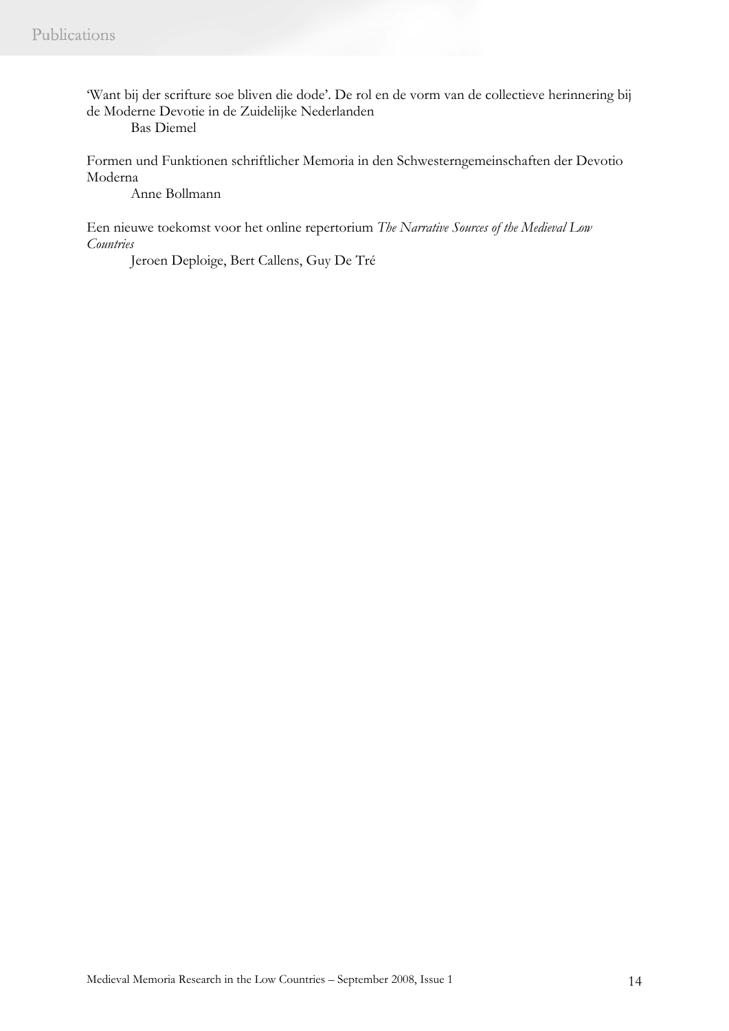'Want bij der scrifture soe bliven die dode'. De rol en de vorm van de collectieve herinnering bij de Moderne Devotie in de Zuidelijke Nederlanden

Bas Diemel

Formen und Funktionen schriftlicher Memoria in den Schwesterngemeinschaften der Devotio Moderna

Anne Bollmann

Een nieuwe toekomst voor het online repertorium *The Narrative Sources of the Medieval Low Countries*

Jeroen Deploige, Bert Callens, Guy De Tré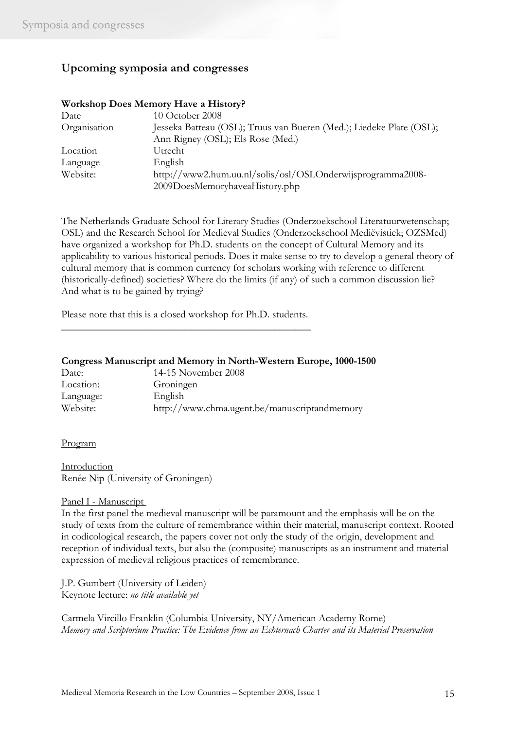## Upcoming symposia and congresses

**Workshop Does Memory Have a History?**

| | |
|---|---|
| Date | 10 October 2008 |
| Organisation | Jesseka Batteau (OSL); Truus van Bueren (Med.); Liedeke Plate (OSL); Ann Rigney (OSL); Els Rose (Med.) |
| Location | Utrecht |
| Language | English |
| Website: | http://www2.hum.uu.nl/solis/osl/OSLOnderwijsprogramma2008-2009DoesMemoryhaveaHistory.php |

The Netherlands Graduate School for Literary Studies (Onderzoekschool Literatuurwetenschap; OSL) and the Research School for Medieval Studies (Onderzoekschool Mediëvistiek; OZSMed) have organized a workshop for Ph.D. students on the concept of Cultural Memory and its applicability to various historical periods. Does it make sense to try to develop a general theory of cultural memory that is common currency for scholars working with reference to different (historically-defined) societies? Where do the limits (if any) of such a common discussion lie? And what is to be gained by trying?

Please note that this is a closed workshop for Ph.D. students.

---

**Congress Manuscript and Memory in North-Western Europe, 1000-1500**

| | |
|---|---|
| Date: | 14-15 November 2008 |
| Location: | Groningen |
| Language: | English |
| Website: | http://www.chma.ugent.be/manuscriptandmemory |

Program

Introduction
Renée Nip (University of Groningen)

Panel I - Manuscript
In the first panel the medieval manuscript will be paramount and the emphasis will be on the study of texts from the culture of remembrance within their material, manuscript context. Rooted in codicological research, the papers cover not only the study of the origin, development and reception of individual texts, but also the (composite) manuscripts as an instrument and material expression of medieval religious practices of remembrance.

J.P. Gumbert (University of Leiden)
Keynote lecture: *no title available yet*

Carmela Vircillo Franklin (Columbia University, NY/American Academy Rome)
*Memory and Scriptorium Practice: The Evidence from an Echternach Charter and its Material Preservation*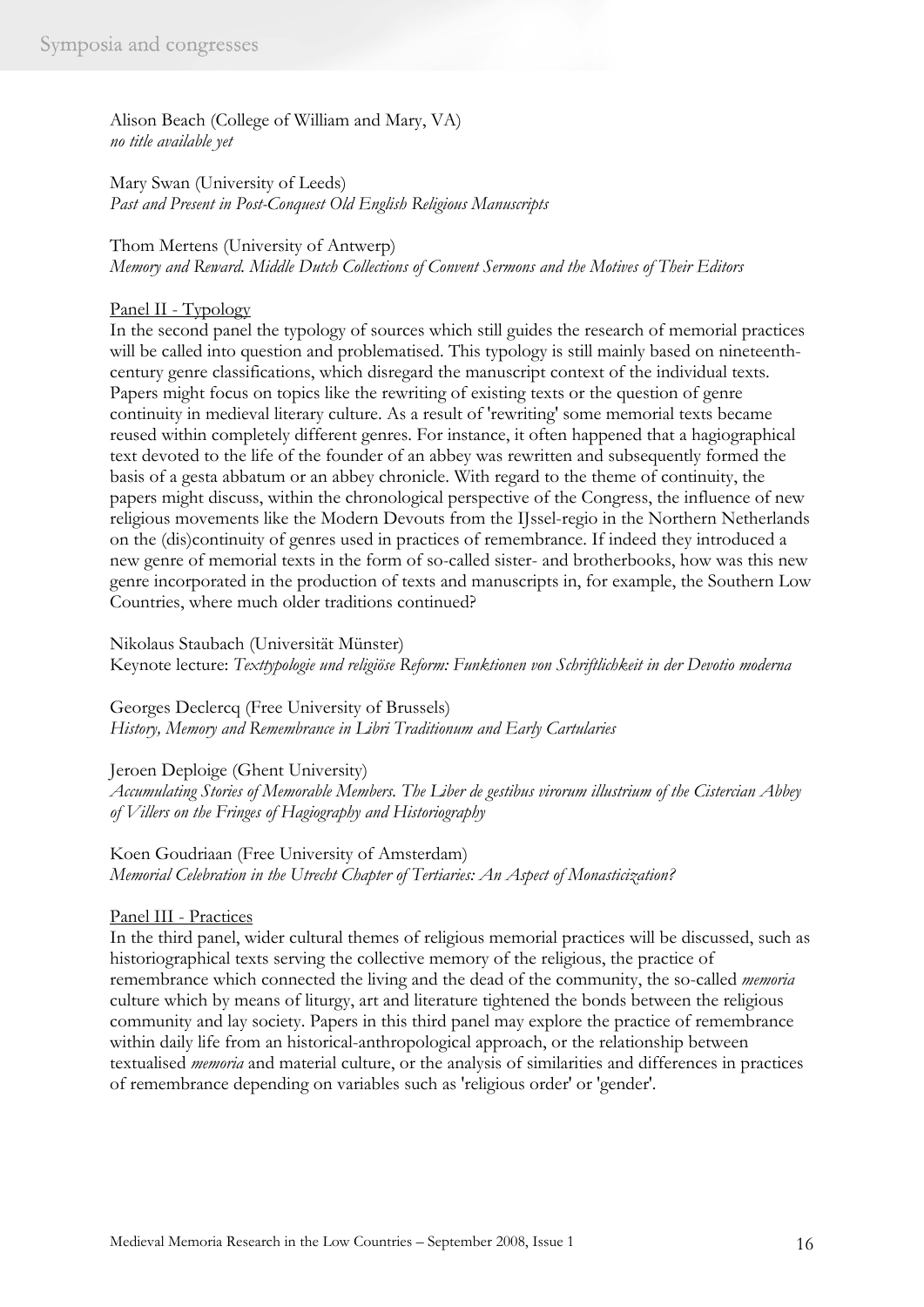Alison Beach (College of William and Mary, VA)
*no title available yet*

Mary Swan (University of Leeds)
*Past and Present in Post-Conquest Old English Religious Manuscripts*

Thom Mertens (University of Antwerp)
*Memory and Reward. Middle Dutch Collections of Convent Sermons and the Motives of Their Editors*

## Panel II - Typology

In the second panel the typology of sources which still guides the research of memorial practices will be called into question and problematised. This typology is still mainly based on nineteenth-century genre classifications, which disregard the manuscript context of the individual texts. Papers might focus on topics like the rewriting of existing texts or the question of genre continuity in medieval literary culture. As a result of 'rewriting' some memorial texts became reused within completely different genres. For instance, it often happened that a hagiographical text devoted to the life of the founder of an abbey was rewritten and subsequently formed the basis of a gesta abbatum or an abbey chronicle. With regard to the theme of continuity, the papers might discuss, within the chronological perspective of the Congress, the influence of new religious movements like the Modern Devouts from the IJssel-regio in the Northern Netherlands on the (dis)continuity of genres used in practices of remembrance. If indeed they introduced a new genre of memorial texts in the form of so-called sister- and brotherbooks, how was this new genre incorporated in the production of texts and manuscripts in, for example, the Southern Low Countries, where much older traditions continued?

Nikolaus Staubach (Universität Münster)
Keynote lecture: *Texttypologie und religiöse Reform: Funktionen von Schriftlichkeit in der Devotio moderna*

Georges Declercq (Free University of Brussels)
*History, Memory and Remembrance in Libri Traditionum and Early Cartularies*

Jeroen Deploige (Ghent University)
*Accumulating Stories of Memorable Members. The Liber de gestibus virorum illustrium of the Cistercian Abbey of Villers on the Fringes of Hagiography and Historiography*

Koen Goudriaan (Free University of Amsterdam)
*Memorial Celebration in the Utrecht Chapter of Tertiaries: An Aspect of Monasticization?*

## Panel III - Practices

In the third panel, wider cultural themes of religious memorial practices will be discussed, such as historiographical texts serving the collective memory of the religious, the practice of remembrance which connected the living and the dead of the community, the so-called *memoria* culture which by means of liturgy, art and literature tightened the bonds between the religious community and lay society. Papers in this third panel may explore the practice of remembrance within daily life from an historical-anthropological approach, or the relationship between textualised *memoria* and material culture, or the analysis of similarities and differences in practices of remembrance depending on variables such as 'religious order' or 'gender'.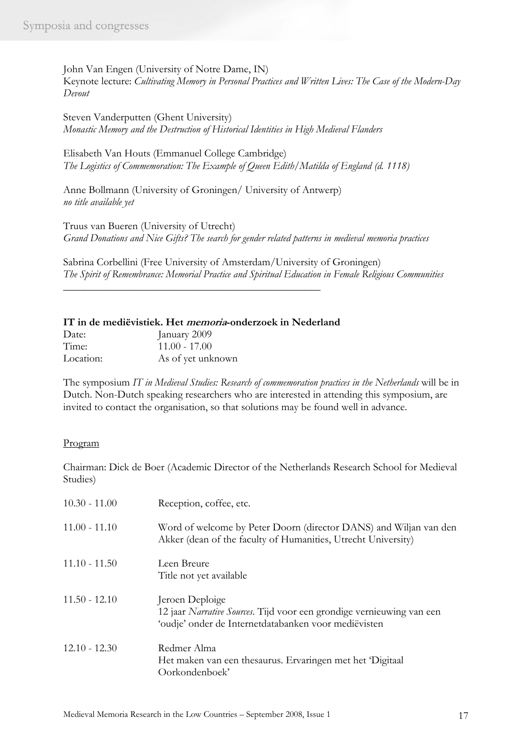John Van Engen (University of Notre Dame, IN)
Keynote lecture: *Cultivating Memory in Personal Practices and Written Lives: The Case of the Modern-Day Devout*

Steven Vanderputten (Ghent University)
*Monastic Memory and the Destruction of Historical Identities in High Medieval Flanders*

Elisabeth Van Houts (Emmanuel College Cambridge)
*The Logistics of Commemoration: The Example of Queen Edith/Matilda of England (d. 1118)*

Anne Bollmann (University of Groningen/ University of Antwerp)
*no title available yet*

Truus van Bueren (University of Utrecht)
*Grand Donations and Nice Gifts? The search for gender related patterns in medieval memoria practices*

Sabrina Corbellini (Free University of Amsterdam/University of Groningen)
*The Spirit of Remembrance: Memorial Practice and Spiritual Education in Female Religious Communities*

---

**IT in de mediëvistiek. Het *memoria*-onderzoek in Nederland**

| | |
|---|---|
| Date: | January 2009 |
| Time: | 11.00 - 17.00 |
| Location: | As of yet unknown |

The symposium *IT in Medieval Studies: Research of commemoration practices in the Netherlands* will be in Dutch. Non-Dutch speaking researchers who are interested in attending this symposium, are invited to contact the organisation, so that solutions may be found well in advance.

Program

Chairman: Dick de Boer (Academic Director of the Netherlands Research School for Medieval Studies)

| | |
|---|---|
| 10.30 - 11.00 | Reception, coffee, etc. |
| 11.00 - 11.10 | Word of welcome by Peter Doorn (director DANS) and Wiljan van den Akker (dean of the faculty of Humanities, Utrecht University) |
| 11.10 - 11.50 | Leen Breure<br>Title not yet available |
| 11.50 - 12.10 | Jeroen Deploige<br>12 jaar *Narrative Sources*. Tijd voor een grondige vernieuwing van een 'oudje' onder de Internetdatabanken voor mediëvisten |
| 12.10 - 12.30 | Redmer Alma<br>Het maken van een thesaurus. Ervaringen met het 'Digitaal Oorkondenboek' |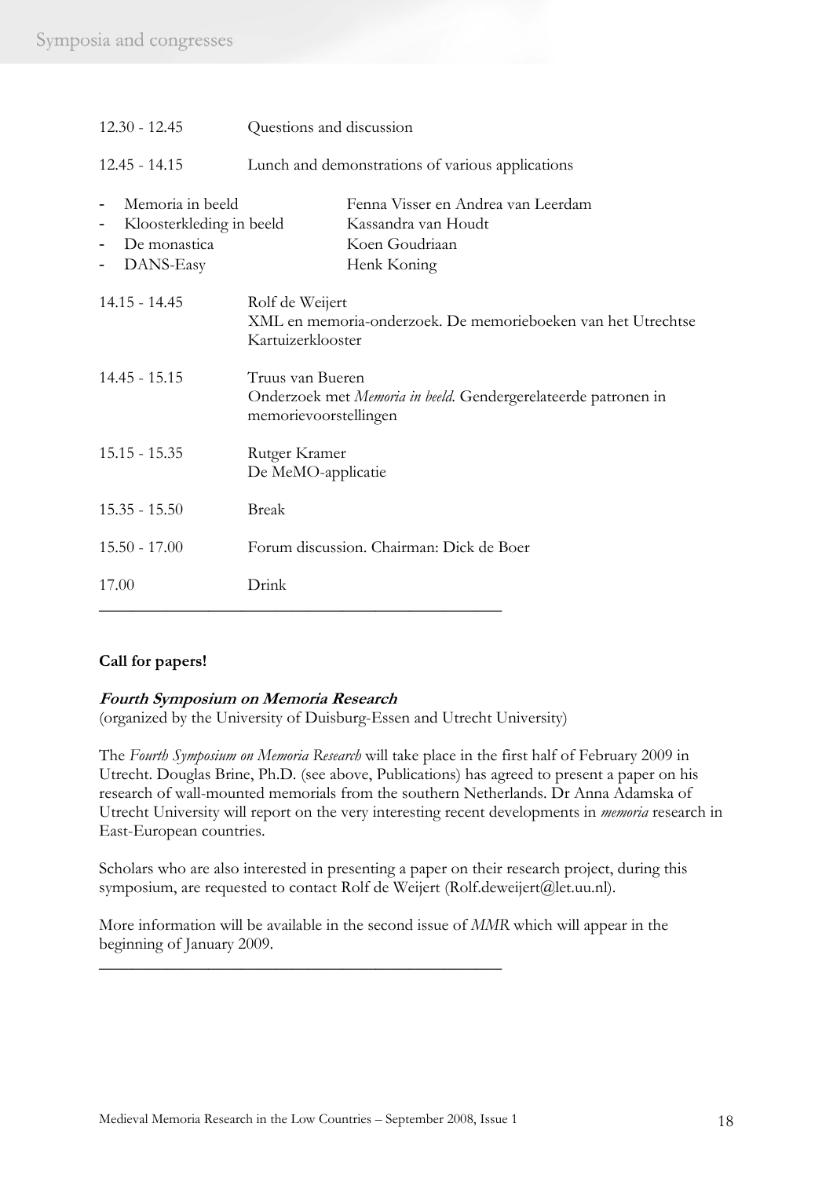| | |
|---|---|
| 12.30 - 12.45 | Questions and discussion |
| 12.45 - 14.15 | Lunch and demonstrations of various applications |

- Memoria in beeld — Fenna Visser en Andrea van Leerdam
- Kloosterkleding in beeld — Kassandra van Houdt
- De monastica — Koen Goudriaan
- DANS-Easy — Henk Koning

| | |
|---|---|
| 14.15 - 14.45 | Rolf de Weijert<br>XML en memoria-onderzoek. De memorieboeken van het Utrechtse Kartuizerklooster |
| 14.45 - 15.15 | Truus van Bueren<br>Onderzoek met *Memoria in beeld*. Gendergerelateerde patronen in memorievoorstellingen |
| 15.15 - 15.35 | Rutger Kramer<br>De MeMO-applicatie |
| 15.35 - 15.50 | Break |
| 15.50 - 17.00 | Forum discussion. Chairman: Dick de Boer |
| 17.00 | Drink |

---

**Call for papers!**

***Fourth Symposium on Memoria Research***
(organized by the University of Duisburg-Essen and Utrecht University)

The *Fourth Symposium on Memoria Research* will take place in the first half of February 2009 in Utrecht. Douglas Brine, Ph.D. (see above, Publications) has agreed to present a paper on his research of wall-mounted memorials from the southern Netherlands. Dr Anna Adamska of Utrecht University will report on the very interesting recent developments in *memoria* research in East-European countries.

Scholars who are also interested in presenting a paper on their research project, during this symposium, are requested to contact Rolf de Weijert (Rolf.deweijert@let.uu.nl).

More information will be available in the second issue of *MMR* which will appear in the beginning of January 2009.

---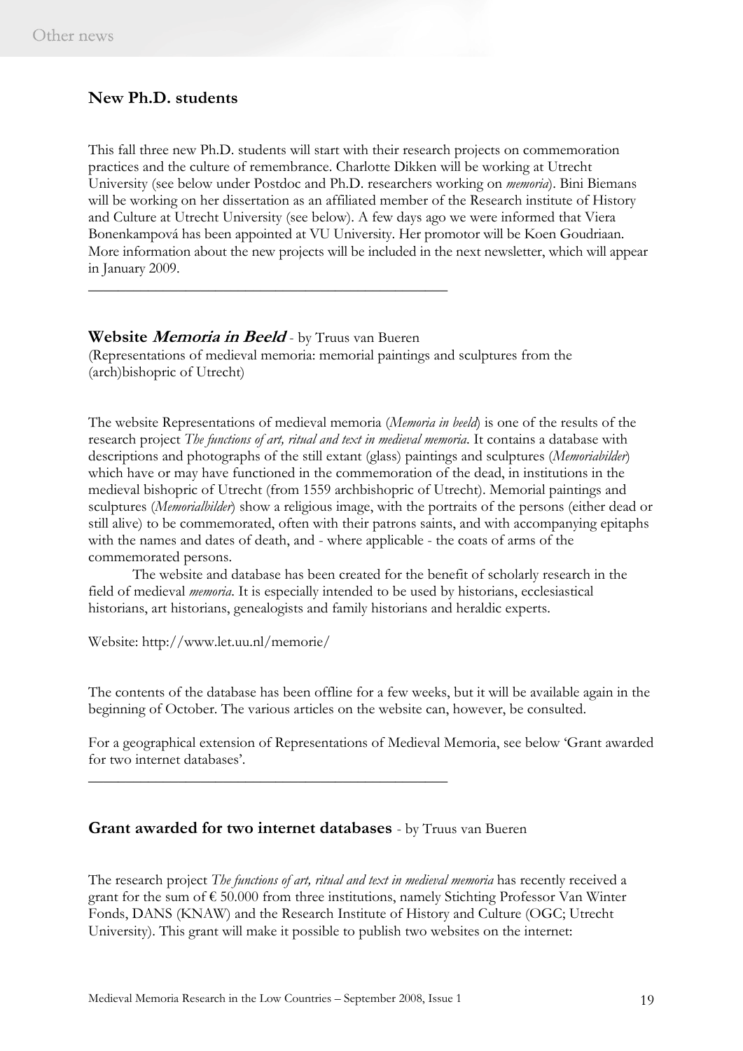## New Ph.D. students

This fall three new Ph.D. students will start with their research projects on commemoration practices and the culture of remembrance. Charlotte Dikken will be working at Utrecht University (see below under Postdoc and Ph.D. researchers working on *memoria*). Bini Biemans will be working on her dissertation as an affiliated member of the Research institute of History and Culture at Utrecht University (see below). A few days ago we were informed that Viera Bonenkampová has been appointed at VU University. Her promotor will be Koen Goudriaan. More information about the new projects will be included in the next newsletter, which will appear in January 2009.

---

## Website *Memoria in Beeld* - by Truus van Bueren

(Representations of medieval memoria: memorial paintings and sculptures from the (arch)bishopric of Utrecht)

The website Representations of medieval memoria (*Memoria in beeld*) is one of the results of the research project *The functions of art, ritual and text in medieval memoria*. It contains a database with descriptions and photographs of the still extant (glass) paintings and sculptures (*Memoriabilder*) which have or may have functioned in the commemoration of the dead, in institutions in the medieval bishopric of Utrecht (from 1559 archbishopric of Utrecht). Memorial paintings and sculptures (*Memorialbilder*) show a religious image, with the portraits of the persons (either dead or still alive) to be commemorated, often with their patrons saints, and with accompanying epitaphs with the names and dates of death, and - where applicable - the coats of arms of the commemorated persons.

The website and database has been created for the benefit of scholarly research in the field of medieval *memoria*. It is especially intended to be used by historians, ecclesiastical historians, art historians, genealogists and family historians and heraldic experts.

Website: http://www.let.uu.nl/memorie/

The contents of the database has been offline for a few weeks, but it will be available again in the beginning of October. The various articles on the website can, however, be consulted.

For a geographical extension of Representations of Medieval Memoria, see below 'Grant awarded for two internet databases'.

---

## Grant awarded for two internet databases - by Truus van Bueren

The research project *The functions of art, ritual and text in medieval memoria* has recently received a grant for the sum of € 50.000 from three institutions, namely Stichting Professor Van Winter Fonds, DANS (KNAW) and the Research Institute of History and Culture (OGC; Utrecht University). This grant will make it possible to publish two websites on the internet: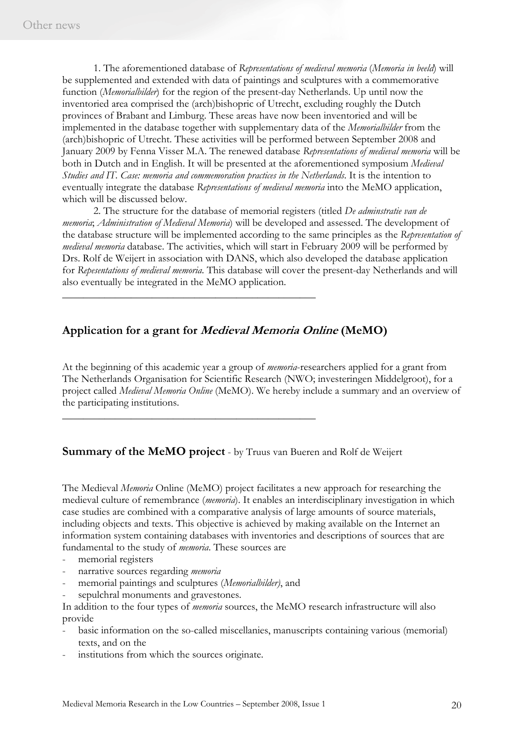1. The aforementioned database of *Representations of medieval memoria* (*Memoria in beeld*) will be supplemented and extended with data of paintings and sculptures with a commemorative function (*Memorialbilder*) for the region of the present-day Netherlands. Up until now the inventoried area comprised the (arch)bishopric of Utrecht, excluding roughly the Dutch provinces of Brabant and Limburg. These areas have now been inventoried and will be implemented in the database together with supplementary data of the *Memorialbilder* from the (arch)bishopric of Utrecht. These activities will be performed between September 2008 and January 2009 by Fenna Visser M.A. The renewed database *Representations of medieval memoria* will be both in Dutch and in English. It will be presented at the aforementioned symposium *Medieval Studies and IT. Case: memoria and commemoration practices in the Netherlands*. It is the intention to eventually integrate the database *Representations of medieval memoria* into the MeMO application, which will be discussed below.

2. The structure for the database of memorial registers (titled *De adminstratie van de memoria*; *Administration of Medieval Memoria*) will be developed and assessed. The development of the database structure will be implemented according to the same principles as the *Representation of medieval memoria* database. The activities, which will start in February 2009 will be performed by Drs. Rolf de Weijert in association with DANS, which also developed the database application for *Repesentations of medieval memoria*. This database will cover the present-day Netherlands and will also eventually be integrated in the MeMO application.

---

## Application for a grant for *Medieval Memoria Online* (MeMO)

At the beginning of this academic year a group of *memoria*-researchers applied for a grant from The Netherlands Organisation for Scientific Research (NWO; investeringen Middelgroot), for a project called *Medieval Memoria Online* (MeMO). We hereby include a summary and an overview of the participating institutions.

---

## Summary of the MeMO project - by Truus van Bueren and Rolf de Weijert

The Medieval *Memoria* Online (MeMO) project facilitates a new approach for researching the medieval culture of remembrance (*memoria*). It enables an interdisciplinary investigation in which case studies are combined with a comparative analysis of large amounts of source materials, including objects and texts. This objective is achieved by making available on the Internet an information system containing databases with inventories and descriptions of sources that are fundamental to the study of *memoria*. These sources are

- memorial registers
- narrative sources regarding *memoria*
- memorial paintings and sculptures (*Memorialbilder)*, and
- sepulchral monuments and gravestones.

In addition to the four types of *memoria* sources, the MeMO research infrastructure will also provide

- basic information on the so-called miscellanies, manuscripts containing various (memorial) texts, and on the
- institutions from which the sources originate.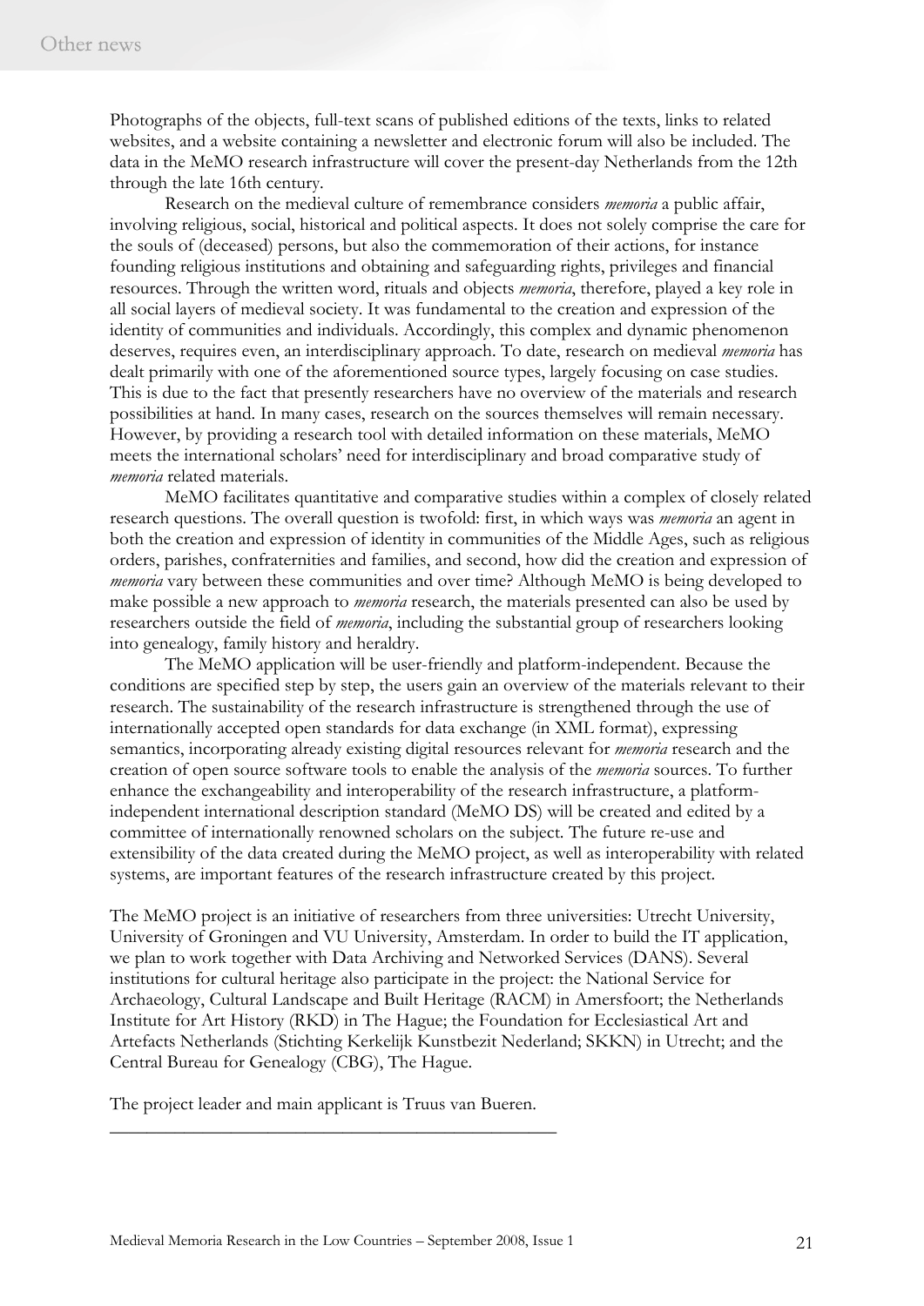Photographs of the objects, full-text scans of published editions of the texts, links to related websites, and a website containing a newsletter and electronic forum will also be included. The data in the MeMO research infrastructure will cover the present-day Netherlands from the 12th through the late 16th century.

Research on the medieval culture of remembrance considers *memoria* a public affair, involving religious, social, historical and political aspects. It does not solely comprise the care for the souls of (deceased) persons, but also the commemoration of their actions, for instance founding religious institutions and obtaining and safeguarding rights, privileges and financial resources. Through the written word, rituals and objects *memoria*, therefore, played a key role in all social layers of medieval society. It was fundamental to the creation and expression of the identity of communities and individuals. Accordingly, this complex and dynamic phenomenon deserves, requires even, an interdisciplinary approach. To date, research on medieval *memoria* has dealt primarily with one of the aforementioned source types, largely focusing on case studies. This is due to the fact that presently researchers have no overview of the materials and research possibilities at hand. In many cases, research on the sources themselves will remain necessary. However, by providing a research tool with detailed information on these materials, MeMO meets the international scholars' need for interdisciplinary and broad comparative study of *memoria* related materials.

MeMO facilitates quantitative and comparative studies within a complex of closely related research questions. The overall question is twofold: first, in which ways was *memoria* an agent in both the creation and expression of identity in communities of the Middle Ages, such as religious orders, parishes, confraternities and families, and second, how did the creation and expression of *memoria* vary between these communities and over time? Although MeMO is being developed to make possible a new approach to *memoria* research, the materials presented can also be used by researchers outside the field of *memoria*, including the substantial group of researchers looking into genealogy, family history and heraldry.

The MeMO application will be user-friendly and platform-independent. Because the conditions are specified step by step, the users gain an overview of the materials relevant to their research. The sustainability of the research infrastructure is strengthened through the use of internationally accepted open standards for data exchange (in XML format), expressing semantics, incorporating already existing digital resources relevant for *memoria* research and the creation of open source software tools to enable the analysis of the *memoria* sources. To further enhance the exchangeability and interoperability of the research infrastructure, a platform-independent international description standard (MeMO DS) will be created and edited by a committee of internationally renowned scholars on the subject. The future re-use and extensibility of the data created during the MeMO project, as well as interoperability with related systems, are important features of the research infrastructure created by this project.

The MeMO project is an initiative of researchers from three universities: Utrecht University, University of Groningen and VU University, Amsterdam. In order to build the IT application, we plan to work together with Data Archiving and Networked Services (DANS). Several institutions for cultural heritage also participate in the project: the National Service for Archaeology, Cultural Landscape and Built Heritage (RACM) in Amersfoort; the Netherlands Institute for Art History (RKD) in The Hague; the Foundation for Ecclesiastical Art and Artefacts Netherlands (Stichting Kerkelijk Kunstbezit Nederland; SKKN) in Utrecht; and the Central Bureau for Genealogy (CBG), The Hague.

The project leader and main applicant is Truus van Bueren.

---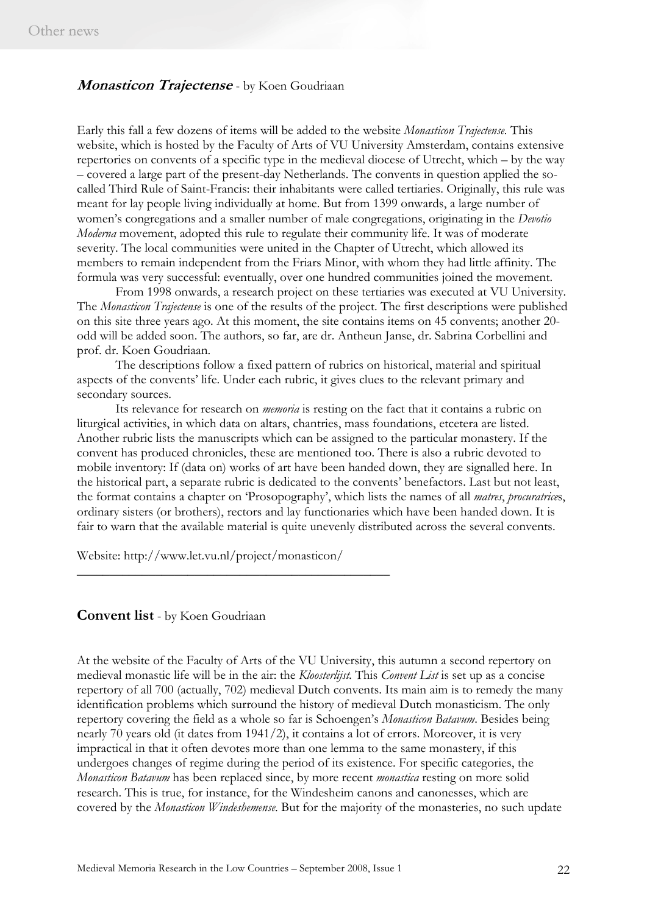## ***Monasticon Trajectense*** - by Koen Goudriaan

Early this fall a few dozens of items will be added to the website *Monasticon Trajectense*. This website, which is hosted by the Faculty of Arts of VU University Amsterdam, contains extensive repertories on convents of a specific type in the medieval diocese of Utrecht, which – by the way – covered a large part of the present-day Netherlands. The convents in question applied the so-called Third Rule of Saint-Francis: their inhabitants were called tertiaries. Originally, this rule was meant for lay people living individually at home. But from 1399 onwards, a large number of women's congregations and a smaller number of male congregations, originating in the *Devotio Moderna* movement, adopted this rule to regulate their community life. It was of moderate severity. The local communities were united in the Chapter of Utrecht, which allowed its members to remain independent from the Friars Minor, with whom they had little affinity. The formula was very successful: eventually, over one hundred communities joined the movement.

From 1998 onwards, a research project on these tertiaries was executed at VU University. The *Monasticon Trajectense* is one of the results of the project. The first descriptions were published on this site three years ago. At this moment, the site contains items on 45 convents; another 20-odd will be added soon. The authors, so far, are dr. Antheun Janse, dr. Sabrina Corbellini and prof. dr. Koen Goudriaan.

The descriptions follow a fixed pattern of rubrics on historical, material and spiritual aspects of the convents' life. Under each rubric, it gives clues to the relevant primary and secondary sources.

Its relevance for research on *memoria* is resting on the fact that it contains a rubric on liturgical activities, in which data on altars, chantries, mass foundations, etcetera are listed. Another rubric lists the manuscripts which can be assigned to the particular monastery. If the convent has produced chronicles, these are mentioned too. There is also a rubric devoted to mobile inventory: If (data on) works of art have been handed down, they are signalled here. In the historical part, a separate rubric is dedicated to the convents' benefactors. Last but not least, the format contains a chapter on 'Prosopography', which lists the names of all *matres*, *procuratrice*s, ordinary sisters (or brothers), rectors and lay functionaries which have been handed down. It is fair to warn that the available material is quite unevenly distributed across the several convents.

Website: http://www.let.vu.nl/project/monasticon/

---

## **Convent list** - by Koen Goudriaan

At the website of the Faculty of Arts of the VU University, this autumn a second repertory on medieval monastic life will be in the air: the *Kloosterlijst*. This *Convent List* is set up as a concise repertory of all 700 (actually, 702) medieval Dutch convents. Its main aim is to remedy the many identification problems which surround the history of medieval Dutch monasticism. The only repertory covering the field as a whole so far is Schoengen's *Monasticon Batavum*. Besides being nearly 70 years old (it dates from 1941/2), it contains a lot of errors. Moreover, it is very impractical in that it often devotes more than one lemma to the same monastery, if this undergoes changes of regime during the period of its existence. For specific categories, the *Monasticon Batavum* has been replaced since, by more recent *monastica* resting on more solid research. This is true, for instance, for the Windesheim canons and canonesses, which are covered by the *Monasticon Windeshemense*. But for the majority of the monasteries, no such update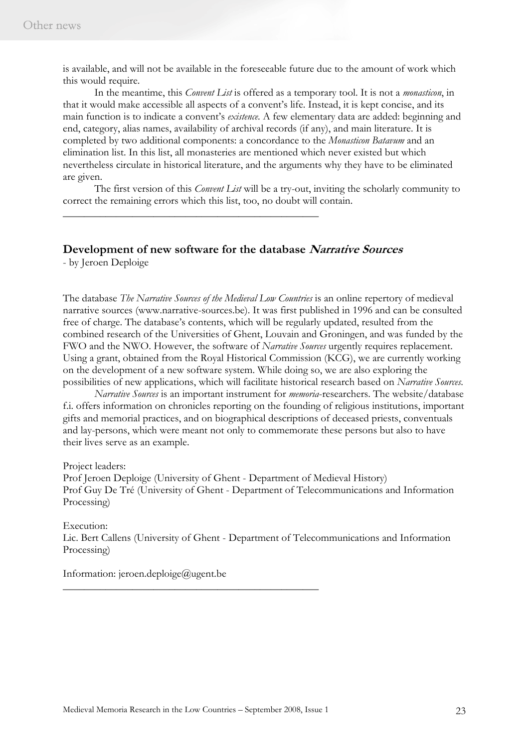is available, and will not be available in the foreseeable future due to the amount of work which this would require.

In the meantime, this *Convent List* is offered as a temporary tool. It is not a *monasticon*, in that it would make accessible all aspects of a convent's life. Instead, it is kept concise, and its main function is to indicate a convent's *existence*. A few elementary data are added: beginning and end, category, alias names, availability of archival records (if any), and main literature. It is completed by two additional components: a concordance to the *Monasticon Batavum* and an elimination list. In this list, all monasteries are mentioned which never existed but which nevertheless circulate in historical literature, and the arguments why they have to be eliminated are given.

The first version of this *Convent List* will be a try-out, inviting the scholarly community to correct the remaining errors which this list, too, no doubt will contain.

---

## Development of new software for the database *Narrative Sources*

- by Jeroen Deploige

The database *The Narrative Sources of the Medieval Low Countries* is an online repertory of medieval narrative sources (www.narrative-sources.be). It was first published in 1996 and can be consulted free of charge. The database's contents, which will be regularly updated, resulted from the combined research of the Universities of Ghent, Louvain and Groningen, and was funded by the FWO and the NWO. However, the software of *Narrative Sources* urgently requires replacement. Using a grant, obtained from the Royal Historical Commission (KCG), we are currently working on the development of a new software system. While doing so, we are also exploring the possibilities of new applications, which will facilitate historical research based on *Narrative Sources*.

*Narrative Sources* is an important instrument for *memoria*-researchers. The website/database f.i. offers information on chronicles reporting on the founding of religious institutions, important gifts and memorial practices, and on biographical descriptions of deceased priests, conventuals and lay-persons, which were meant not only to commemorate these persons but also to have their lives serve as an example.

Project leaders:
Prof Jeroen Deploige (University of Ghent - Department of Medieval History)
Prof Guy De Tré (University of Ghent - Department of Telecommunications and Information Processing)

Execution:
Lic. Bert Callens (University of Ghent - Department of Telecommunications and Information Processing)

Information: jeroen.deploige@ugent.be

---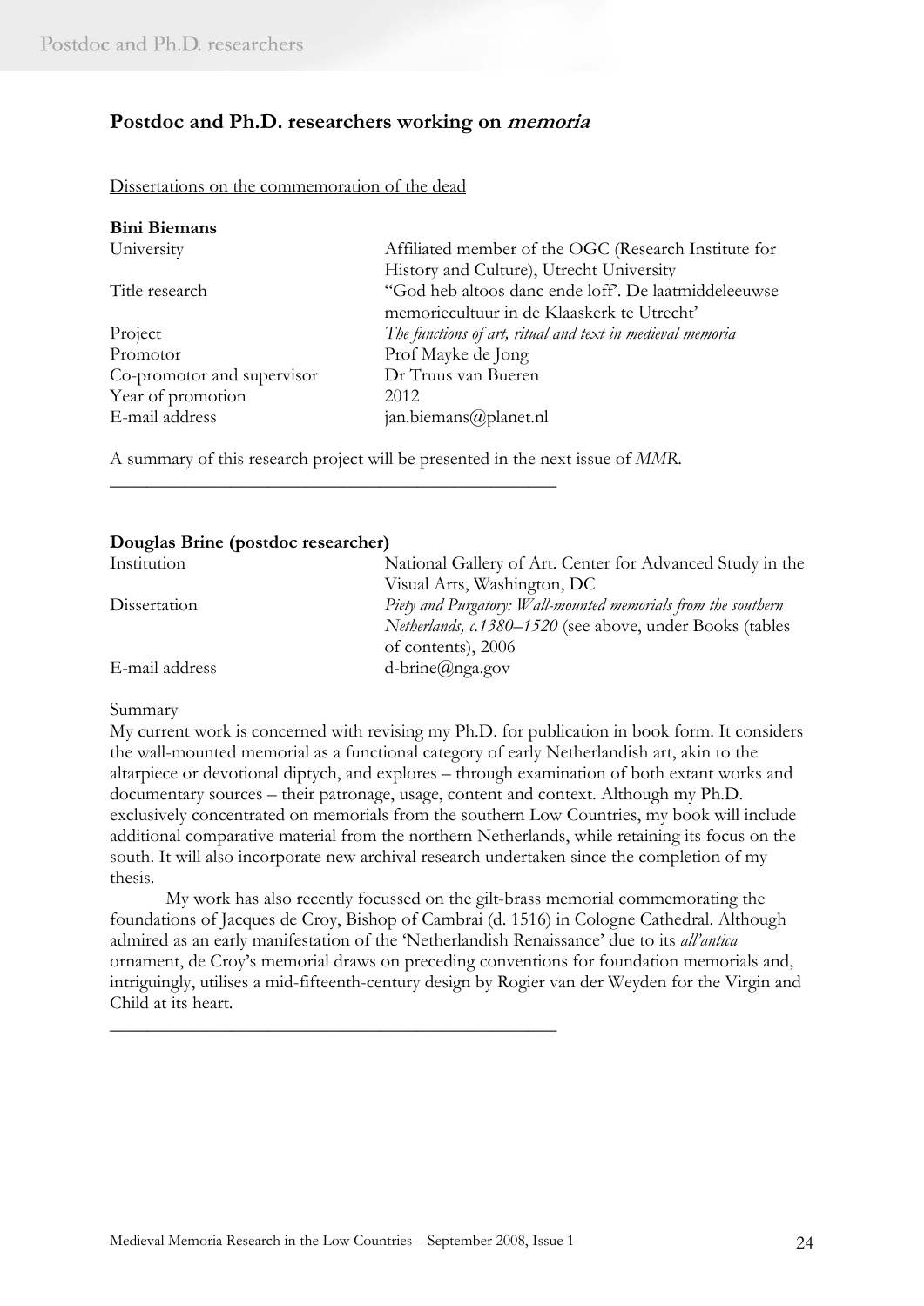## Postdoc and Ph.D. researchers working on *memoria*

Dissertations on the commemoration of the dead

**Bini Biemans**

| | |
|---|---|
| University | Affiliated member of the OGC (Research Institute for History and Culture), Utrecht University |
| Title research | "God heb altoos danc ende loff". De laatmiddeleeuwse memoriecultuur in de Klaaskerk te Utrecht' |
| Project | *The functions of art, ritual and text in medieval memoria* |
| Promotor | Prof Mayke de Jong |
| Co-promotor and supervisor | Dr Truus van Bueren |
| Year of promotion | 2012 |
| E-mail address | jan.biemans@planet.nl |

A summary of this research project will be presented in the next issue of *MMR*.

---

**Douglas Brine (postdoc researcher)**

| | |
|---|---|
| Institution | National Gallery of Art. Center for Advanced Study in the Visual Arts, Washington, DC |
| Dissertation | *Piety and Purgatory: Wall-mounted memorials from the southern Netherlands, c.1380–1520* (see above, under Books (tables of contents), 2006 |
| E-mail address | d-brine@nga.gov |

Summary

My current work is concerned with revising my Ph.D. for publication in book form. It considers the wall-mounted memorial as a functional category of early Netherlandish art, akin to the altarpiece or devotional diptych, and explores – through examination of both extant works and documentary sources – their patronage, usage, content and context. Although my Ph.D. exclusively concentrated on memorials from the southern Low Countries, my book will include additional comparative material from the northern Netherlands, while retaining its focus on the south. It will also incorporate new archival research undertaken since the completion of my thesis.

My work has also recently focussed on the gilt-brass memorial commemorating the foundations of Jacques de Croy, Bishop of Cambrai (d. 1516) in Cologne Cathedral. Although admired as an early manifestation of the 'Netherlandish Renaissance' due to its *all'antica* ornament, de Croy's memorial draws on preceding conventions for foundation memorials and, intriguingly, utilises a mid-fifteenth-century design by Rogier van der Weyden for the Virgin and Child at its heart.

---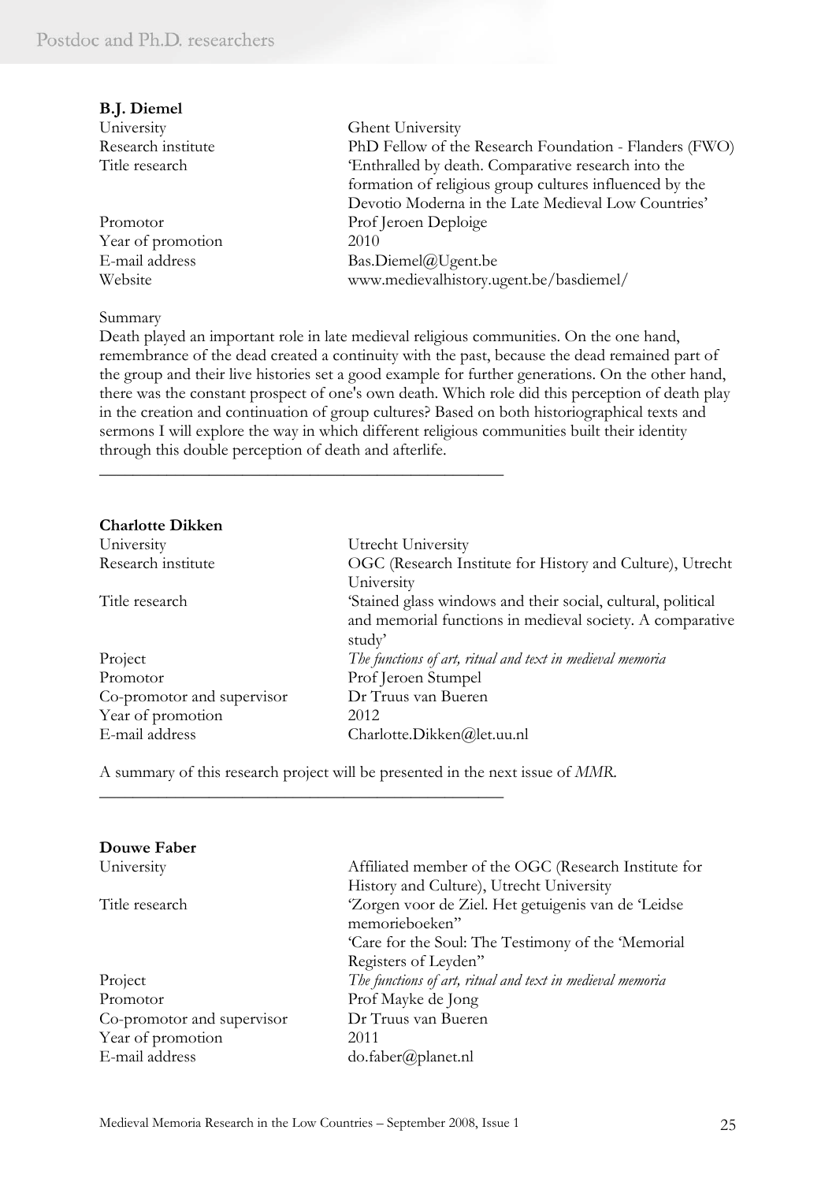**B.J. Diemel**

| | |
|---|---|
| University | Ghent University |
| Research institute | PhD Fellow of the Research Foundation - Flanders (FWO) |
| Title research | 'Enthralled by death. Comparative research into the formation of religious group cultures influenced by the Devotio Moderna in the Late Medieval Low Countries' |
| Promotor | Prof Jeroen Deploige |
| Year of promotion | 2010 |
| E-mail address | Bas.Diemel@Ugent.be |
| Website | www.medievalhistory.ugent.be/basdiemel/ |

Summary

Death played an important role in late medieval religious communities. On the one hand, remembrance of the dead created a continuity with the past, because the dead remained part of the group and their live histories set a good example for further generations. On the other hand, there was the constant prospect of one's own death. Which role did this perception of death play in the creation and continuation of group cultures? Based on both historiographical texts and sermons I will explore the way in which different religious communities built their identity through this double perception of death and afterlife.

---

**Charlotte Dikken**

| | |
|---|---|
| University | Utrecht University |
| Research institute | OGC (Research Institute for History and Culture), Utrecht University |
| Title research | 'Stained glass windows and their social, cultural, political and memorial functions in medieval society. A comparative study' |
| Project | *The functions of art, ritual and text in medieval memoria* |
| Promotor | Prof Jeroen Stumpel |
| Co-promotor and supervisor | Dr Truus van Bueren |
| Year of promotion | 2012 |
| E-mail address | Charlotte.Dikken@let.uu.nl |

A summary of this research project will be presented in the next issue of *MMR*.

---

**Douwe Faber**

| | |
|---|---|
| University | Affiliated member of the OGC (Research Institute for History and Culture), Utrecht University |
| Title research | 'Zorgen voor de Ziel. Het getuigenis van de 'Leidse memorieboeken'' <br> 'Care for the Soul: The Testimony of the 'Memorial Registers of Leyden'' |
| Project | *The functions of art, ritual and text in medieval memoria* |
| Promotor | Prof Mayke de Jong |
| Co-promotor and supervisor | Dr Truus van Bueren |
| Year of promotion | 2011 |
| E-mail address | do.faber@planet.nl |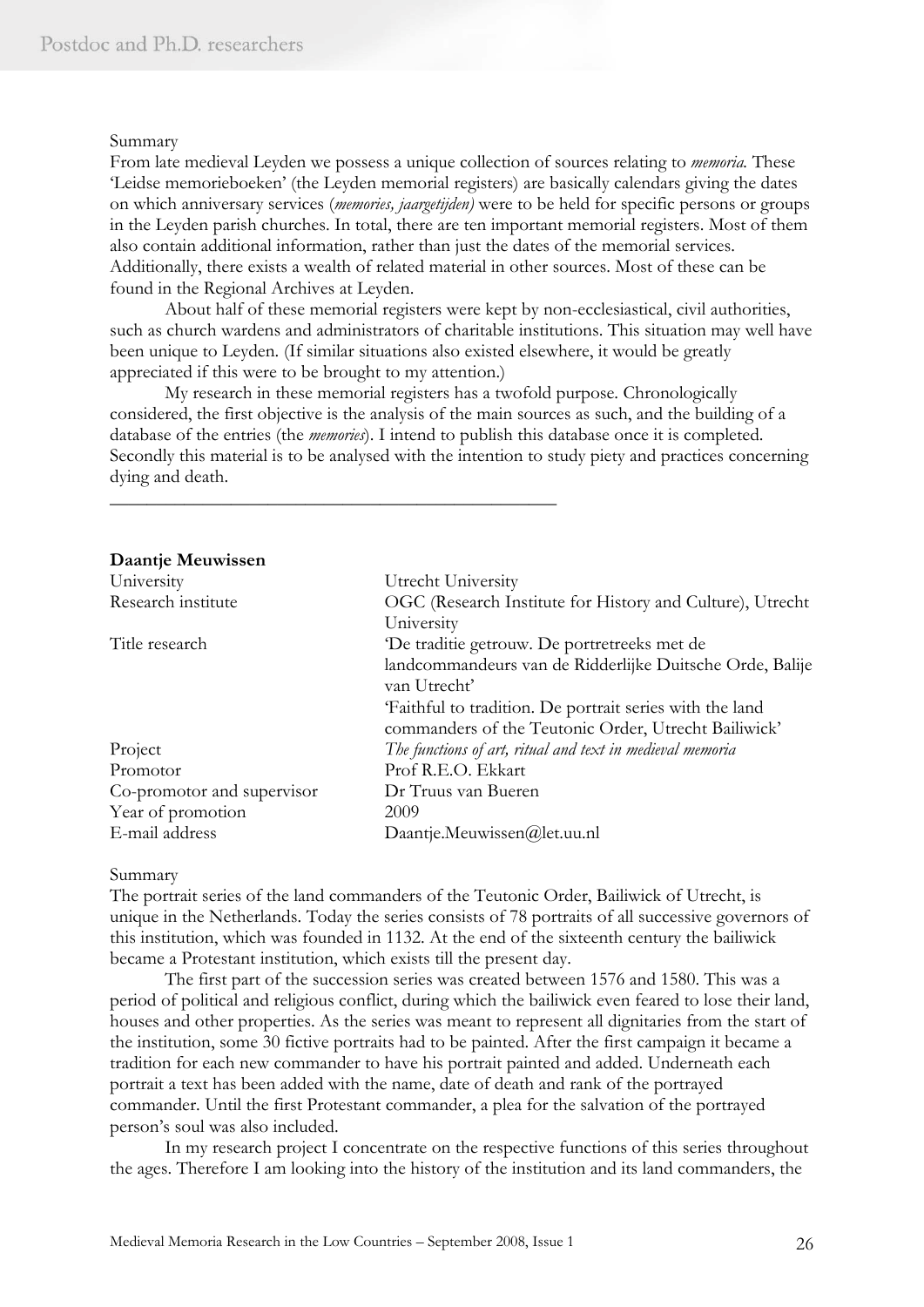Summary

From late medieval Leyden we possess a unique collection of sources relating to *memoria*. These 'Leidse memorieboeken' (the Leyden memorial registers) are basically calendars giving the dates on which anniversary services (*memories, jaargetijden*) were to be held for specific persons or groups in the Leyden parish churches. In total, there are ten important memorial registers. Most of them also contain additional information, rather than just the dates of the memorial services. Additionally, there exists a wealth of related material in other sources. Most of these can be found in the Regional Archives at Leyden.

About half of these memorial registers were kept by non-ecclesiastical, civil authorities, such as church wardens and administrators of charitable institutions. This situation may well have been unique to Leyden. (If similar situations also existed elsewhere, it would be greatly appreciated if this were to be brought to my attention.)

My research in these memorial registers has a twofold purpose. Chronologically considered, the first objective is the analysis of the main sources as such, and the building of a database of the entries (the *memories*). I intend to publish this database once it is completed. Secondly this material is to be analysed with the intention to study piety and practices concerning dying and death.

---

**Daantje Meuwissen**

| | |
|---|---|
| University | Utrecht University |
| Research institute | OGC (Research Institute for History and Culture), Utrecht University |
| Title research | 'De traditie getrouw. De portretreeks met de landcommandeurs van de Ridderlijke Duitsche Orde, Balije van Utrecht'<br>'Faithful to tradition. De portrait series with the land commanders of the Teutonic Order, Utrecht Bailiwick' |
| Project | *The functions of art, ritual and text in medieval memoria* |
| Promotor | Prof R.E.O. Ekkart |
| Co-promotor and supervisor | Dr Truus van Bueren |
| Year of promotion | 2009 |
| E-mail address | Daantje.Meuwissen@let.uu.nl |

Summary

The portrait series of the land commanders of the Teutonic Order, Bailiwick of Utrecht, is unique in the Netherlands. Today the series consists of 78 portraits of all successive governors of this institution, which was founded in 1132. At the end of the sixteenth century the bailiwick became a Protestant institution, which exists till the present day.

The first part of the succession series was created between 1576 and 1580. This was a period of political and religious conflict, during which the bailiwick even feared to lose their land, houses and other properties. As the series was meant to represent all dignitaries from the start of the institution, some 30 fictive portraits had to be painted. After the first campaign it became a tradition for each new commander to have his portrait painted and added. Underneath each portrait a text has been added with the name, date of death and rank of the portrayed commander. Until the first Protestant commander, a plea for the salvation of the portrayed person's soul was also included.

In my research project I concentrate on the respective functions of this series throughout the ages. Therefore I am looking into the history of the institution and its land commanders, the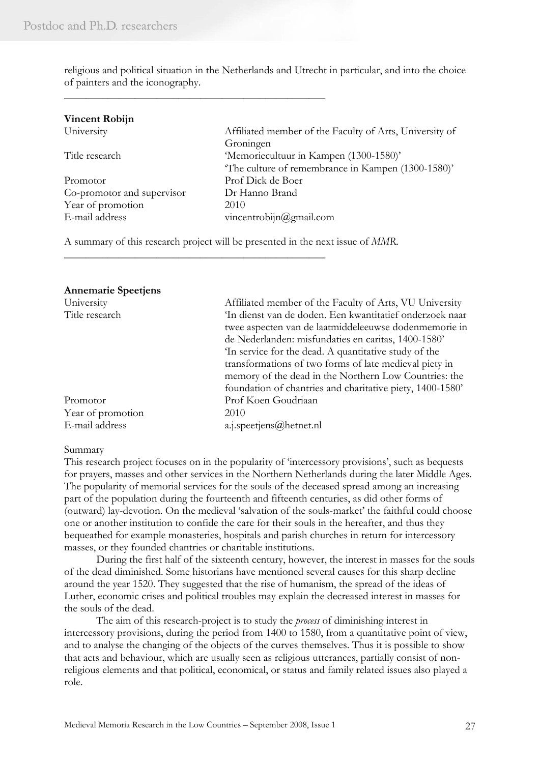religious and political situation in the Netherlands and Utrecht in particular, and into the choice of painters and the iconography.

---

**Vincent Robijn**

| | |
|---|---|
| University | Affiliated member of the Faculty of Arts, University of Groningen |
| Title research | 'Memoriecultuur in Kampen (1300-1580)' 'The culture of remembrance in Kampen (1300-1580)' |
| Promotor | Prof Dick de Boer |
| Co-promotor and supervisor | Dr Hanno Brand |
| Year of promotion | 2010 |
| E-mail address | vincentrobijn@gmail.com |

A summary of this research project will be presented in the next issue of *MMR*.

---

**Annemarie Speetjens**

| | |
|---|---|
| University | Affiliated member of the Faculty of Arts, VU University |
| Title research | 'In dienst van de doden. Een kwantitatief onderzoek naar twee aspecten van de laatmiddeleeuwse dodenmemorie in de Nederlanden: misfundaties en caritas, 1400-1580' 'In service for the dead. A quantitative study of the transformations of two forms of late medieval piety in memory of the dead in the Northern Low Countries: the foundation of chantries and charitative piety, 1400-1580' |
| Promotor | Prof Koen Goudriaan |
| Year of promotion | 2010 |
| E-mail address | a.j.speetjens@hetnet.nl |

Summary

This research project focuses on in the popularity of 'intercessory provisions', such as bequests for prayers, masses and other services in the Northern Netherlands during the later Middle Ages. The popularity of memorial services for the souls of the deceased spread among an increasing part of the population during the fourteenth and fifteenth centuries, as did other forms of (outward) lay-devotion. On the medieval 'salvation of the souls-market' the faithful could choose one or another institution to confide the care for their souls in the hereafter, and thus they bequeathed for example monasteries, hospitals and parish churches in return for intercessory masses, or they founded chantries or charitable institutions.

During the first half of the sixteenth century, however, the interest in masses for the souls of the dead diminished. Some historians have mentioned several causes for this sharp decline around the year 1520. They suggested that the rise of humanism, the spread of the ideas of Luther, economic crises and political troubles may explain the decreased interest in masses for the souls of the dead.

The aim of this research-project is to study the *process* of diminishing interest in intercessory provisions, during the period from 1400 to 1580, from a quantitative point of view, and to analyse the changing of the objects of the curves themselves. Thus it is possible to show that acts and behaviour, which are usually seen as religious utterances, partially consist of non-religious elements and that political, economical, or status and family related issues also played a role.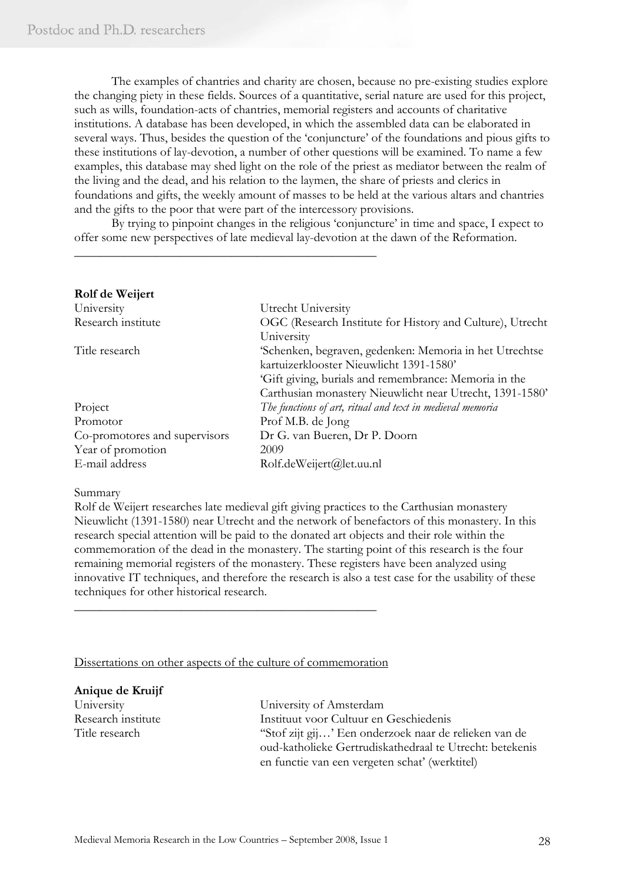The examples of chantries and charity are chosen, because no pre-existing studies explore the changing piety in these fields. Sources of a quantitative, serial nature are used for this project, such as wills, foundation-acts of chantries, memorial registers and accounts of charitative institutions. A database has been developed, in which the assembled data can be elaborated in several ways. Thus, besides the question of the 'conjuncture' of the foundations and pious gifts to these institutions of lay-devotion, a number of other questions will be examined. To name a few examples, this database may shed light on the role of the priest as mediator between the realm of the living and the dead, and his relation to the laymen, the share of priests and clerics in foundations and gifts, the weekly amount of masses to be held at the various altars and chantries and the gifts to the poor that were part of the intercessory provisions.

By trying to pinpoint changes in the religious 'conjuncture' in time and space, I expect to offer some new perspectives of late medieval lay-devotion at the dawn of the Reformation.

---

**Rolf de Weijert**

| | |
|---|---|
| University | Utrecht University |
| Research institute | OGC (Research Institute for History and Culture), Utrecht University |
| Title research | 'Schenken, begraven, gedenken: Memoria in het Utrechtse kartuizerklooster Nieuwlicht 1391-1580' 'Gift giving, burials and remembrance: Memoria in the Carthusian monastery Nieuwlicht near Utrecht, 1391-1580' |
| Project | *The functions of art, ritual and text in medieval memoria* |
| Promotor | Prof M.B. de Jong |
| Co-promotores and supervisors | Dr G. van Bueren, Dr P. Doorn |
| Year of promotion | 2009 |
| E-mail address | Rolf.deWeijert@let.uu.nl |

Summary

Rolf de Weijert researches late medieval gift giving practices to the Carthusian monastery Nieuwlicht (1391-1580) near Utrecht and the network of benefactors of this monastery. In this research special attention will be paid to the donated art objects and their role within the commemoration of the dead in the monastery. The starting point of this research is the four remaining memorial registers of the monastery. These registers have been analyzed using innovative IT techniques, and therefore the research is also a test case for the usability of these techniques for other historical research.

---

<u>Dissertations on other aspects of the culture of commemoration</u>

**Anique de Kruijf**

| | |
|---|---|
| University | University of Amsterdam |
| Research institute | Instituut voor Cultuur en Geschiedenis |
| Title research | "Stof zijt gij…' Een onderzoek naar de relieken van de oud-katholieke Gertrudiskathedraal te Utrecht: betekenis en functie van een vergeten schat' (werktitel) |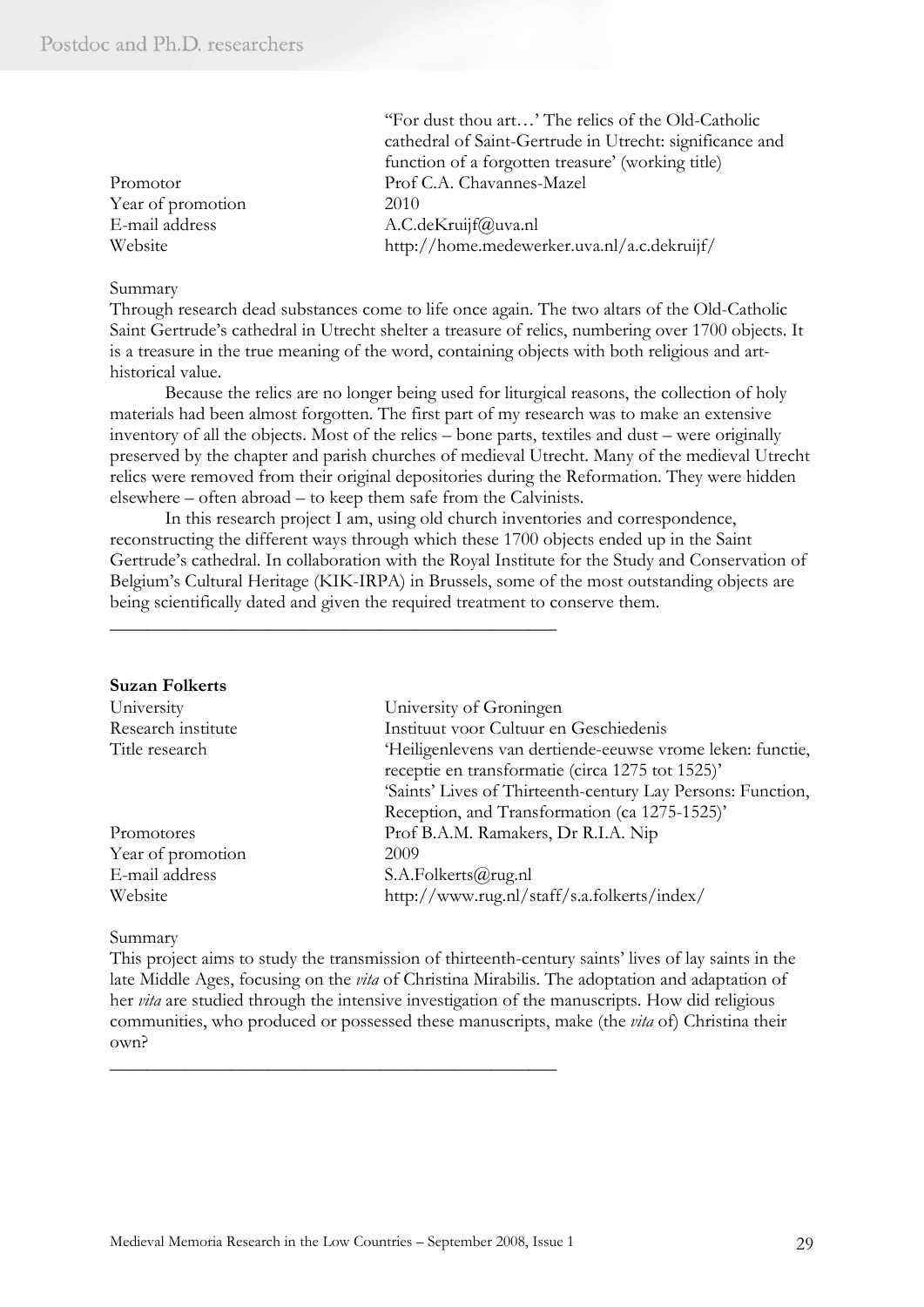“For dust thou art…’ The relics of the Old-Catholic cathedral of Saint-Gertrude in Utrecht: significance and function of a forgotten treasure’ (working title)

| | |
|---|---|
| Promotor | Prof C.A. Chavannes-Mazel |
| Year of promotion | 2010 |
| E-mail address | A.C.deKruijf@uva.nl |
| Website | http://home.medewerker.uva.nl/a.c.dekruijf/ |

Summary

Through research dead substances come to life once again. The two altars of the Old-Catholic Saint Gertrude’s cathedral in Utrecht shelter a treasure of relics, numbering over 1700 objects. It is a treasure in the true meaning of the word, containing objects with both religious and art-historical value.

Because the relics are no longer being used for liturgical reasons, the collection of holy materials had been almost forgotten. The first part of my research was to make an extensive inventory of all the objects. Most of the relics – bone parts, textiles and dust – were originally preserved by the chapter and parish churches of medieval Utrecht. Many of the medieval Utrecht relics were removed from their original depositories during the Reformation. They were hidden elsewhere – often abroad – to keep them safe from the Calvinists.

In this research project I am, using old church inventories and correspondence, reconstructing the different ways through which these 1700 objects ended up in the Saint Gertrude’s cathedral. In collaboration with the Royal Institute for the Study and Conservation of Belgium’s Cultural Heritage (KIK-IRPA) in Brussels, some of the most outstanding objects are being scientifically dated and given the required treatment to conserve them.

---

**Suzan Folkerts**

| | |
|---|---|
| University | University of Groningen |
| Research institute | Instituut voor Cultuur en Geschiedenis |
| Title research | ‘Heiligenlevens van dertiende-eeuwse vrome leken: functie, receptie en transformatie (circa 1275 tot 1525)’ ‘Saints’ Lives of Thirteenth-century Lay Persons: Function, Reception, and Transformation (ca 1275-1525)’ |
| Promotores | Prof B.A.M. Ramakers, Dr R.I.A. Nip |
| Year of promotion | 2009 |
| E-mail address | S.A.Folkerts@rug.nl |
| Website | http://www.rug.nl/staff/s.a.folkerts/index/ |

Summary

This project aims to study the transmission of thirteenth-century saints’ lives of lay saints in the late Middle Ages, focusing on the *vita* of Christina Mirabilis. The adoptation and adaptation of her *vita* are studied through the intensive investigation of the manuscripts. How did religious communities, who produced or possessed these manuscripts, make (the *vita* of) Christina their own?

---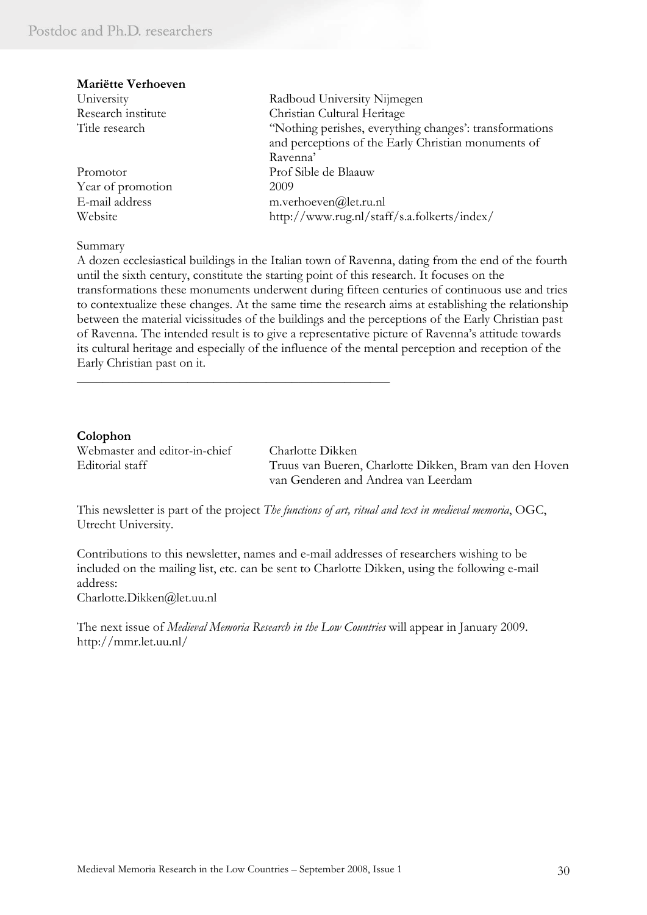**Mariëtte Verhoeven**

| | |
|---|---|
| University | Radboud University Nijmegen |
| Research institute | Christian Cultural Heritage |
| Title research | "Nothing perishes, everything changes': transformations and perceptions of the Early Christian monuments of Ravenna' |
| Promotor | Prof Sible de Blaauw |
| Year of promotion | 2009 |
| E-mail address | m.verhoeven@let.ru.nl |
| Website | http://www.rug.nl/staff/s.a.folkerts/index/ |

Summary

A dozen ecclesiastical buildings in the Italian town of Ravenna, dating from the end of the fourth until the sixth century, constitute the starting point of this research. It focuses on the transformations these monuments underwent during fifteen centuries of continuous use and tries to contextualize these changes. At the same time the research aims at establishing the relationship between the material vicissitudes of the buildings and the perceptions of the Early Christian past of Ravenna. The intended result is to give a representative picture of Ravenna's attitude towards its cultural heritage and especially of the influence of the mental perception and reception of the Early Christian past on it.

---

**Colophon**

| | |
|---|---|
| Webmaster and editor-in-chief | Charlotte Dikken |
| Editorial staff | Truus van Bueren, Charlotte Dikken, Bram van den Hoven van Genderen and Andrea van Leerdam |

This newsletter is part of the project *The functions of art, ritual and text in medieval memoria*, OGC, Utrecht University.

Contributions to this newsletter, names and e-mail addresses of researchers wishing to be included on the mailing list, etc. can be sent to Charlotte Dikken, using the following e-mail address:
Charlotte.Dikken@let.uu.nl

The next issue of *Medieval Memoria Research in the Low Countries* will appear in January 2009.
http://mmr.let.uu.nl/